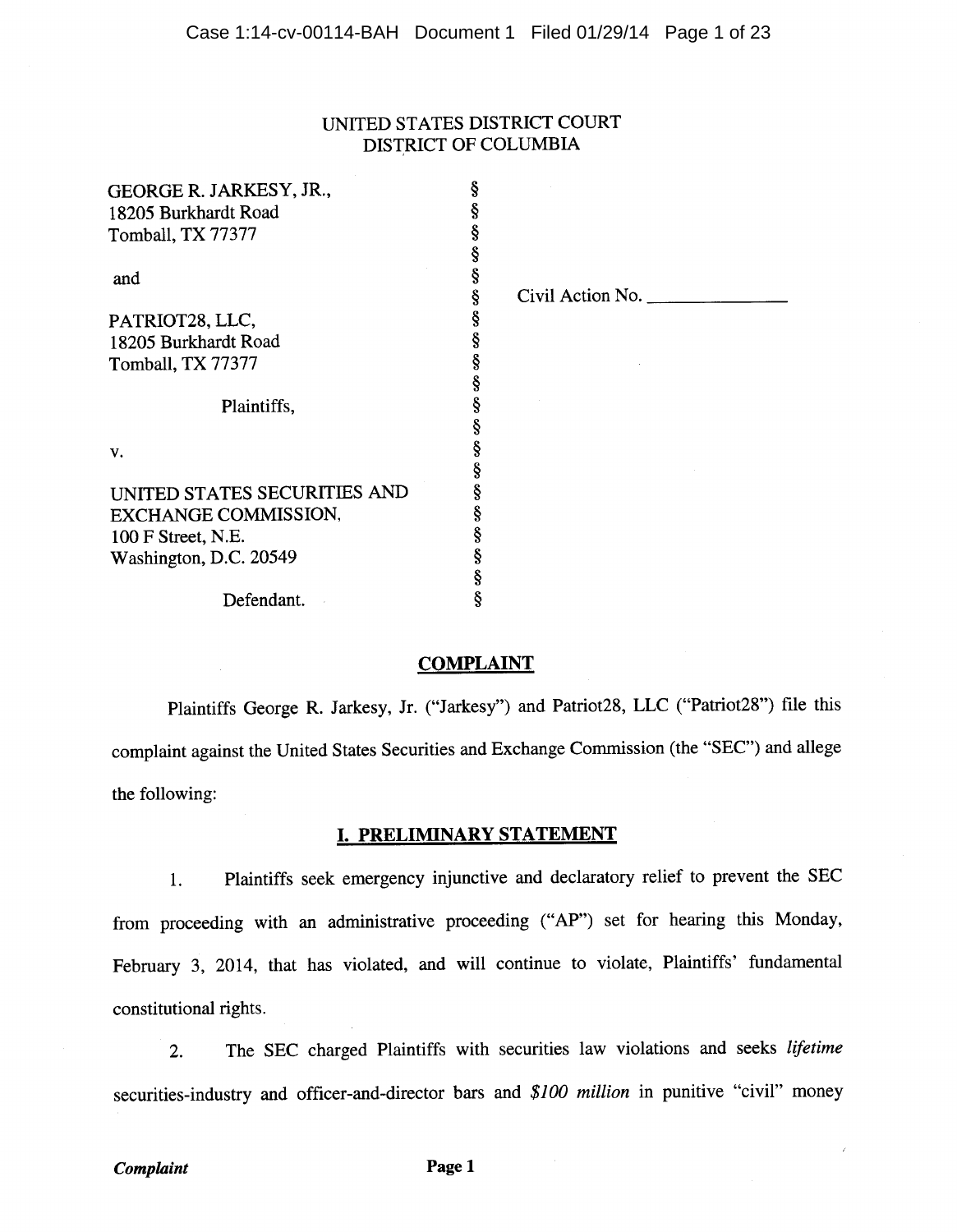UNITED STATES DISTRICT COURT
DISTRICT OF COLUMBIA

| | | |
|---|---|---|
| GEORGE R. JARKESY, JR.,<br>18205 Burkhardt Road<br>Tomball, TX 77377<br><br>and<br><br>PATRIOT28, LLC,<br>18205 Burkhardt Road<br>Tomball, TX 77377<br><br>Plaintiffs,<br><br>v.<br><br>UNITED STATES SECURITIES AND EXCHANGE COMMISSION,<br>100 F Street, N.E.<br>Washington, D.C. 20549<br><br>Defendant. | §<br>§<br>§<br>§<br>§<br>§<br>§<br>§<br>§<br>§<br>§<br>§<br>§<br>§<br>§<br>§<br>§<br>§<br>§<br>§ | Civil Action No. _______________ |

## COMPLAINT

Plaintiffs George R. Jarkesy, Jr. ("Jarkesy") and Patriot28, LLC ("Patriot28") file this complaint against the United States Securities and Exchange Commission (the "SEC") and allege the following:

## I. PRELIMINARY STATEMENT

1. Plaintiffs seek emergency injunctive and declaratory relief to prevent the SEC from proceeding with an administrative proceeding ("AP") set for hearing this Monday, February 3, 2014, that has violated, and will continue to violate, Plaintiffs' fundamental constitutional rights.

2. The SEC charged Plaintiffs with securities law violations and seeks *lifetime* securities-industry and officer-and-director bars and *$100 million* in punitive "civil" money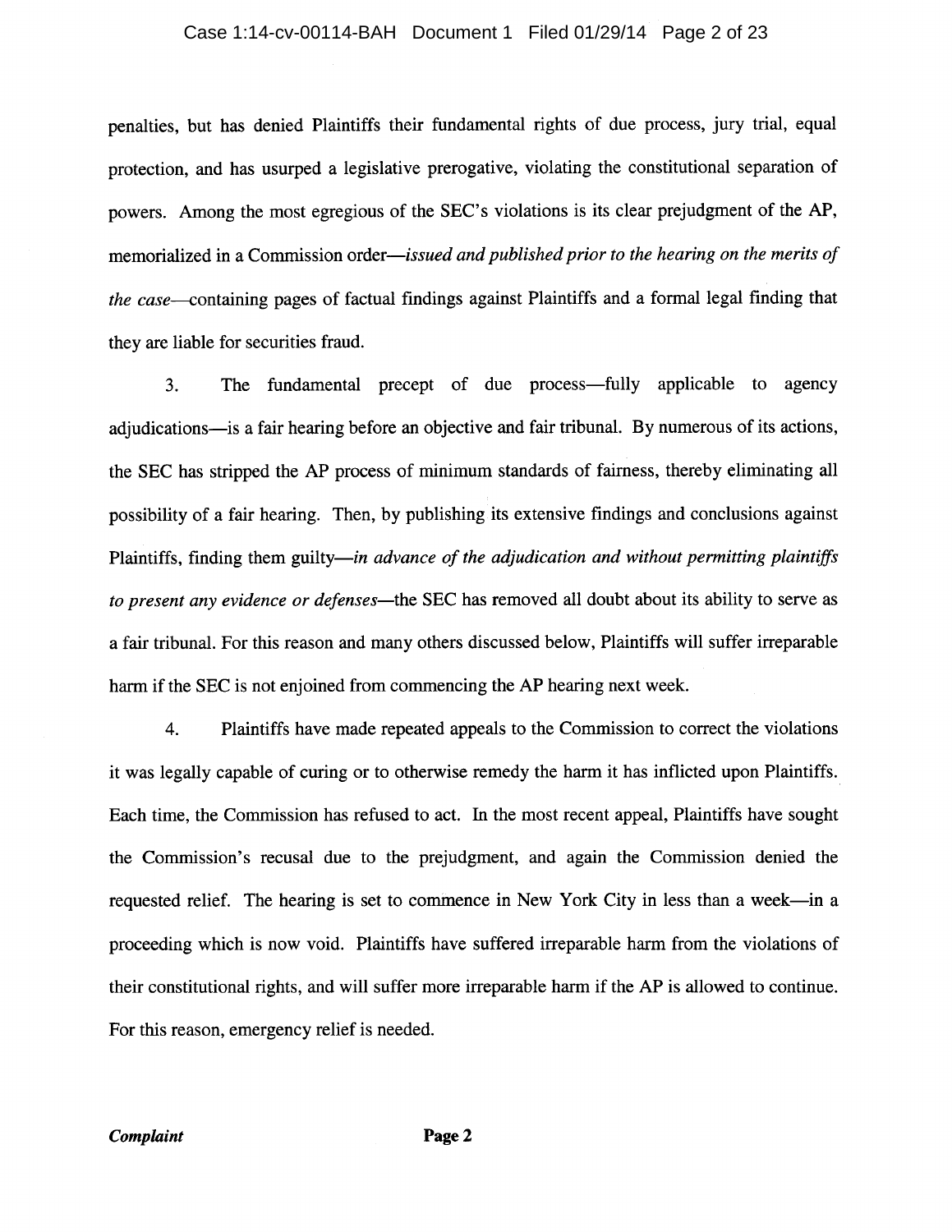penalties, but has denied Plaintiffs their fundamental rights of due process, jury trial, equal protection, and has usurped a legislative prerogative, violating the constitutional separation of powers. Among the most egregious of the SEC's violations is its clear prejudgment of the AP, memorialized in a Commission order—*issued and published prior to the hearing on the merits of the case*—containing pages of factual findings against Plaintiffs and a formal legal finding that they are liable for securities fraud.

3. The fundamental precept of due process—fully applicable to agency adjudications—is a fair hearing before an objective and fair tribunal. By numerous of its actions, the SEC has stripped the AP process of minimum standards of fairness, thereby eliminating all possibility of a fair hearing. Then, by publishing its extensive findings and conclusions against Plaintiffs, finding them guilty—*in advance of the adjudication and without permitting plaintiffs to present any evidence or defenses*—the SEC has removed all doubt about its ability to serve as a fair tribunal. For this reason and many others discussed below, Plaintiffs will suffer irreparable harm if the SEC is not enjoined from commencing the AP hearing next week.

4. Plaintiffs have made repeated appeals to the Commission to correct the violations it was legally capable of curing or to otherwise remedy the harm it has inflicted upon Plaintiffs. Each time, the Commission has refused to act. In the most recent appeal, Plaintiffs have sought the Commission's recusal due to the prejudgment, and again the Commission denied the requested relief. The hearing is set to commence in New York City in less than a week—in a proceeding which is now void. Plaintiffs have suffered irreparable harm from the violations of their constitutional rights, and will suffer more irreparable harm if the AP is allowed to continue. For this reason, emergency relief is needed.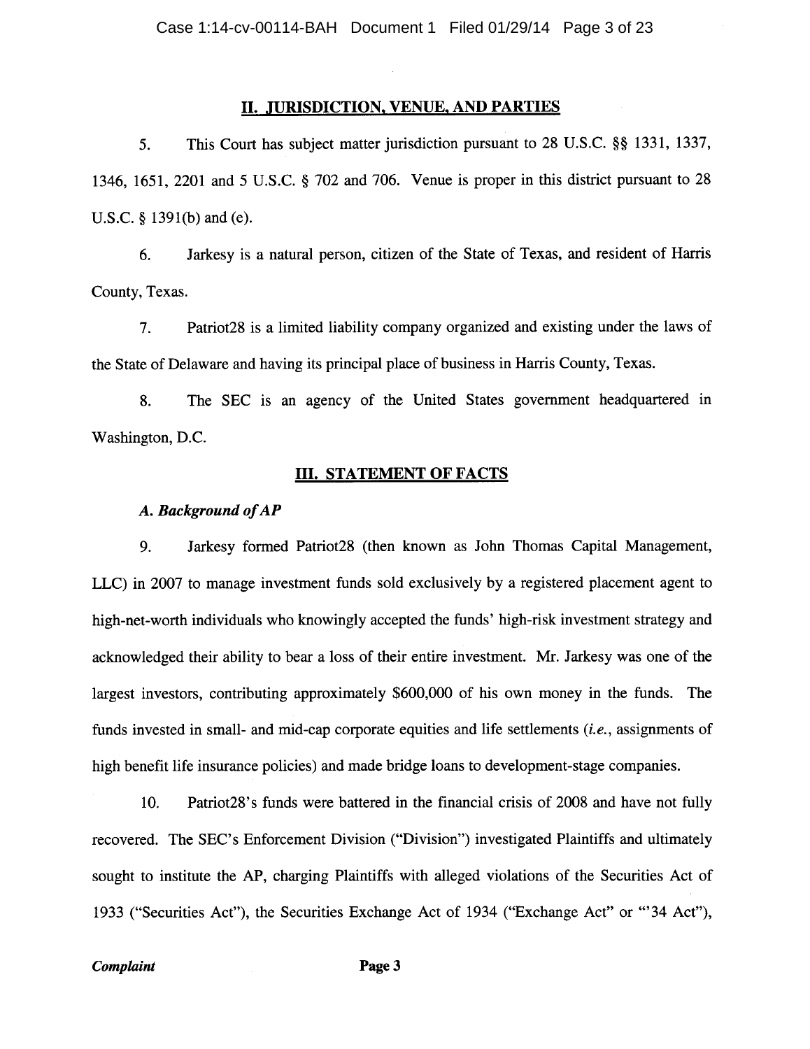## II. JURISDICTION, VENUE, AND PARTIES

5. This Court has subject matter jurisdiction pursuant to 28 U.S.C. §§ 1331, 1337, 1346, 1651, 2201 and 5 U.S.C. § 702 and 706. Venue is proper in this district pursuant to 28 U.S.C. § 1391(b) and (e).

6. Jarkesy is a natural person, citizen of the State of Texas, and resident of Harris County, Texas.

7. Patriot28 is a limited liability company organized and existing under the laws of the State of Delaware and having its principal place of business in Harris County, Texas.

8. The SEC is an agency of the United States government headquartered in Washington, D.C.

## III. STATEMENT OF FACTS

### *A. Background of AP*

9. Jarkesy formed Patriot28 (then known as John Thomas Capital Management, LLC) in 2007 to manage investment funds sold exclusively by a registered placement agent to high-net-worth individuals who knowingly accepted the funds' high-risk investment strategy and acknowledged their ability to bear a loss of their entire investment. Mr. Jarkesy was one of the largest investors, contributing approximately $600,000 of his own money in the funds. The funds invested in small- and mid-cap corporate equities and life settlements (*i.e.*, assignments of high benefit life insurance policies) and made bridge loans to development-stage companies.

10. Patriot28's funds were battered in the financial crisis of 2008 and have not fully recovered. The SEC's Enforcement Division ("Division") investigated Plaintiffs and ultimately sought to institute the AP, charging Plaintiffs with alleged violations of the Securities Act of 1933 ("Securities Act"), the Securities Exchange Act of 1934 ("Exchange Act" or "'34 Act"),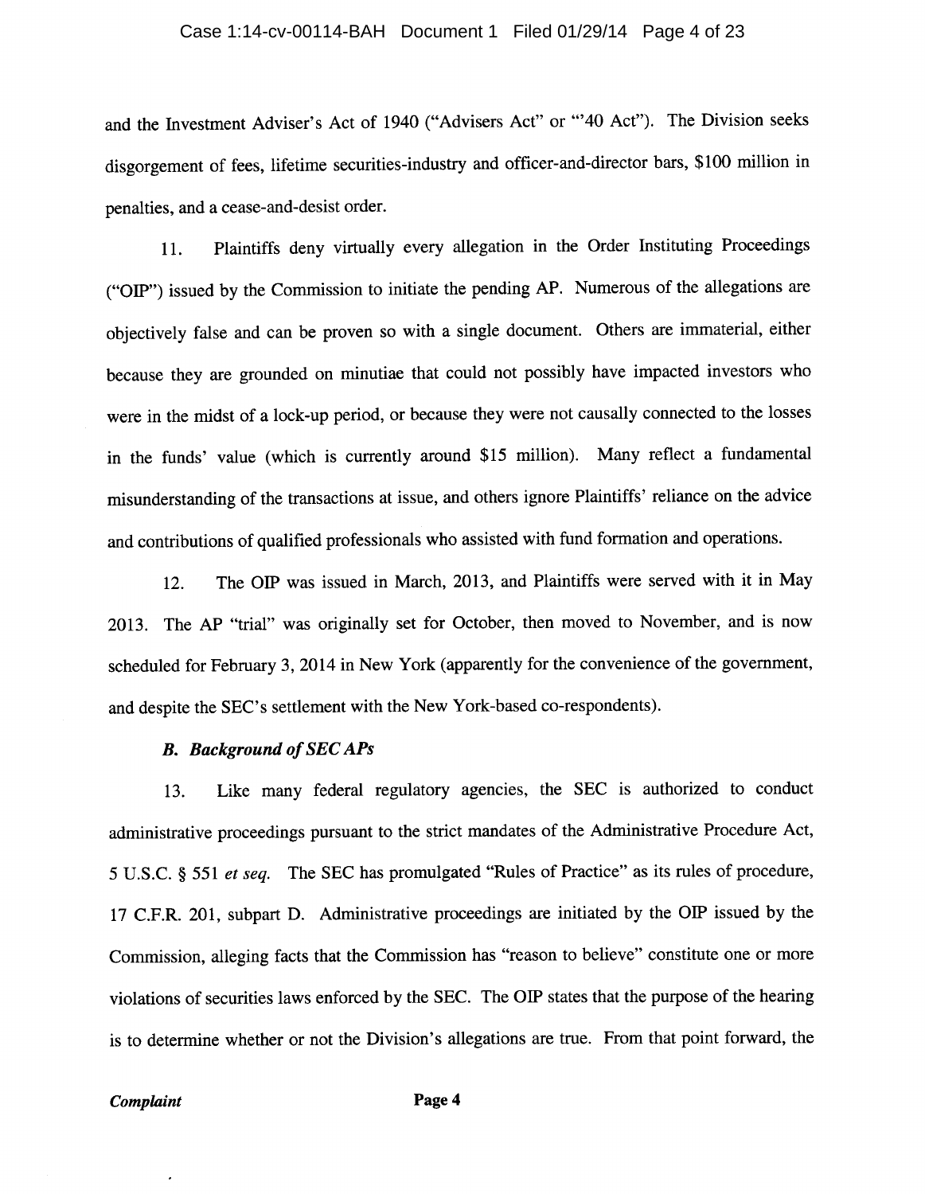and the Investment Adviser's Act of 1940 ("Advisers Act" or "'40 Act"). The Division seeks disgorgement of fees, lifetime securities-industry and officer-and-director bars, $100 million in penalties, and a cease-and-desist order.

11. Plaintiffs deny virtually every allegation in the Order Instituting Proceedings ("OIP") issued by the Commission to initiate the pending AP. Numerous of the allegations are objectively false and can be proven so with a single document. Others are immaterial, either because they are grounded on minutiae that could not possibly have impacted investors who were in the midst of a lock-up period, or because they were not causally connected to the losses in the funds' value (which is currently around $15 million). Many reflect a fundamental misunderstanding of the transactions at issue, and others ignore Plaintiffs' reliance on the advice and contributions of qualified professionals who assisted with fund formation and operations.

12. The OIP was issued in March, 2013, and Plaintiffs were served with it in May 2013. The AP "trial" was originally set for October, then moved to November, and is now scheduled for February 3, 2014 in New York (apparently for the convenience of the government, and despite the SEC's settlement with the New York-based co-respondents).

### *B. Background of SEC APs*

13. Like many federal regulatory agencies, the SEC is authorized to conduct administrative proceedings pursuant to the strict mandates of the Administrative Procedure Act, 5 U.S.C. § 551 *et seq.* The SEC has promulgated "Rules of Practice" as its rules of procedure, 17 C.F.R. 201, subpart D. Administrative proceedings are initiated by the OIP issued by the Commission, alleging facts that the Commission has "reason to believe" constitute one or more violations of securities laws enforced by the SEC. The OIP states that the purpose of the hearing is to determine whether or not the Division's allegations are true. From that point forward, the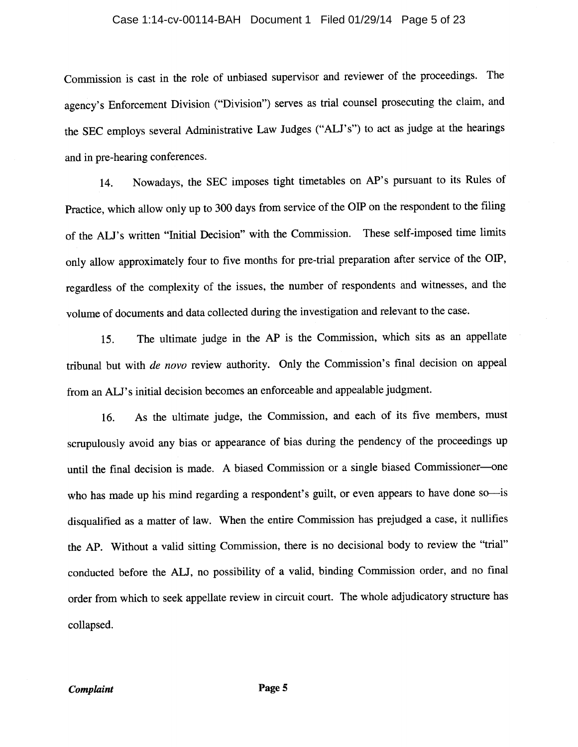Commission is cast in the role of unbiased supervisor and reviewer of the proceedings. The agency's Enforcement Division ("Division") serves as trial counsel prosecuting the claim, and the SEC employs several Administrative Law Judges ("ALJ's") to act as judge at the hearings and in pre-hearing conferences.

14. Nowadays, the SEC imposes tight timetables on AP's pursuant to its Rules of Practice, which allow only up to 300 days from service of the OIP on the respondent to the filing of the ALJ's written "Initial Decision" with the Commission. These self-imposed time limits only allow approximately four to five months for pre-trial preparation after service of the OIP, regardless of the complexity of the issues, the number of respondents and witnesses, and the volume of documents and data collected during the investigation and relevant to the case.

15. The ultimate judge in the AP is the Commission, which sits as an appellate tribunal but with *de novo* review authority. Only the Commission's final decision on appeal from an ALJ's initial decision becomes an enforceable and appealable judgment.

16. As the ultimate judge, the Commission, and each of its five members, must scrupulously avoid any bias or appearance of bias during the pendency of the proceedings up until the final decision is made. A biased Commission or a single biased Commissioner—one who has made up his mind regarding a respondent's guilt, or even appears to have done so—is disqualified as a matter of law. When the entire Commission has prejudged a case, it nullifies the AP. Without a valid sitting Commission, there is no decisional body to review the "trial" conducted before the ALJ, no possibility of a valid, binding Commission order, and no final order from which to seek appellate review in circuit court. The whole adjudicatory structure has collapsed.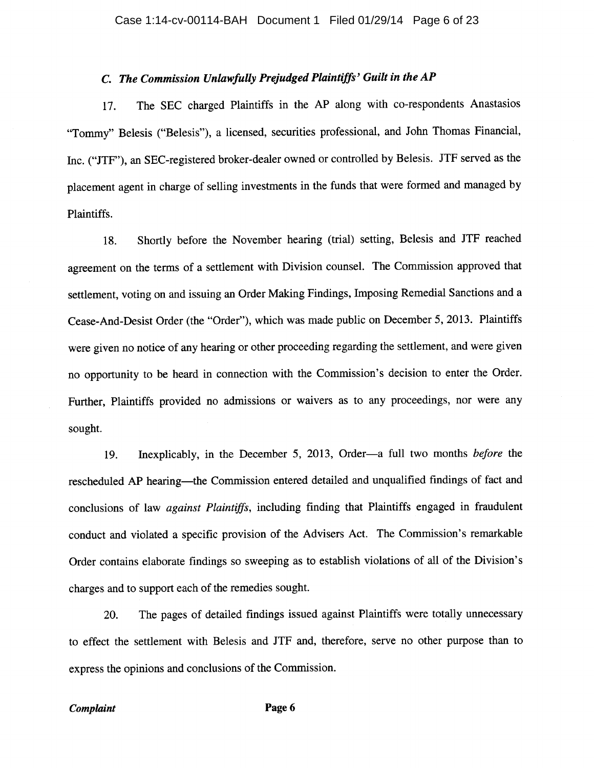### *C. The Commission Unlawfully Prejudged Plaintiffs' Guilt in the AP*

17. The SEC charged Plaintiffs in the AP along with co-respondents Anastasios "Tommy" Belesis ("Belesis"), a licensed, securities professional, and John Thomas Financial, Inc. ("JTF"), an SEC-registered broker-dealer owned or controlled by Belesis. JTF served as the placement agent in charge of selling investments in the funds that were formed and managed by Plaintiffs.

18. Shortly before the November hearing (trial) setting, Belesis and JTF reached agreement on the terms of a settlement with Division counsel. The Commission approved that settlement, voting on and issuing an Order Making Findings, Imposing Remedial Sanctions and a Cease-And-Desist Order (the "Order"), which was made public on December 5, 2013. Plaintiffs were given no notice of any hearing or other proceeding regarding the settlement, and were given no opportunity to be heard in connection with the Commission's decision to enter the Order. Further, Plaintiffs provided no admissions or waivers as to any proceedings, nor were any sought.

19. Inexplicably, in the December 5, 2013, Order—a full two months *before* the rescheduled AP hearing—the Commission entered detailed and unqualified findings of fact and conclusions of law *against Plaintiffs*, including finding that Plaintiffs engaged in fraudulent conduct and violated a specific provision of the Advisers Act. The Commission's remarkable Order contains elaborate findings so sweeping as to establish violations of all of the Division's charges and to support each of the remedies sought.

20. The pages of detailed findings issued against Plaintiffs were totally unnecessary to effect the settlement with Belesis and JTF and, therefore, serve no other purpose than to express the opinions and conclusions of the Commission.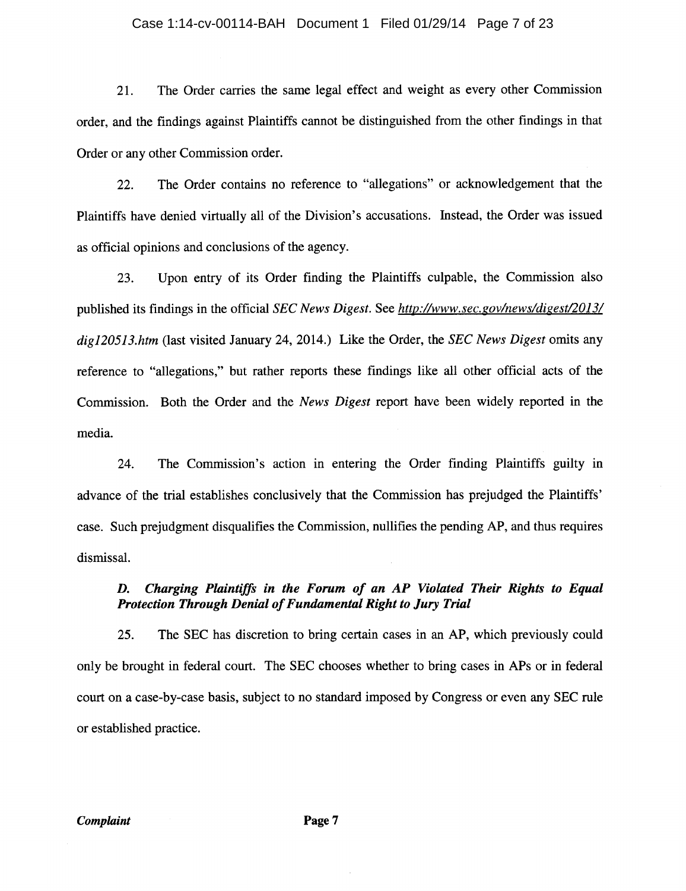21. The Order carries the same legal effect and weight as every other Commission order, and the findings against Plaintiffs cannot be distinguished from the other findings in that Order or any other Commission order.

22. The Order contains no reference to "allegations" or acknowledgement that the Plaintiffs have denied virtually all of the Division's accusations. Instead, the Order was issued as official opinions and conclusions of the agency.

23. Upon entry of its Order finding the Plaintiffs culpable, the Commission also published its findings in the official *SEC News Digest*. See *http://www.sec.gov/news/digest/2013/dig120513.htm* (last visited January 24, 2014.) Like the Order, the *SEC News Digest* omits any reference to "allegations," but rather reports these findings like all other official acts of the Commission. Both the Order and the *News Digest* report have been widely reported in the media.

24. The Commission's action in entering the Order finding Plaintiffs guilty in advance of the trial establishes conclusively that the Commission has prejudged the Plaintiffs' case. Such prejudgment disqualifies the Commission, nullifies the pending AP, and thus requires dismissal.

### *D. Charging Plaintiffs in the Forum of an AP Violated Their Rights to Equal Protection Through Denial of Fundamental Right to Jury Trial*

25. The SEC has discretion to bring certain cases in an AP, which previously could only be brought in federal court. The SEC chooses whether to bring cases in APs or in federal court on a case-by-case basis, subject to no standard imposed by Congress or even any SEC rule or established practice.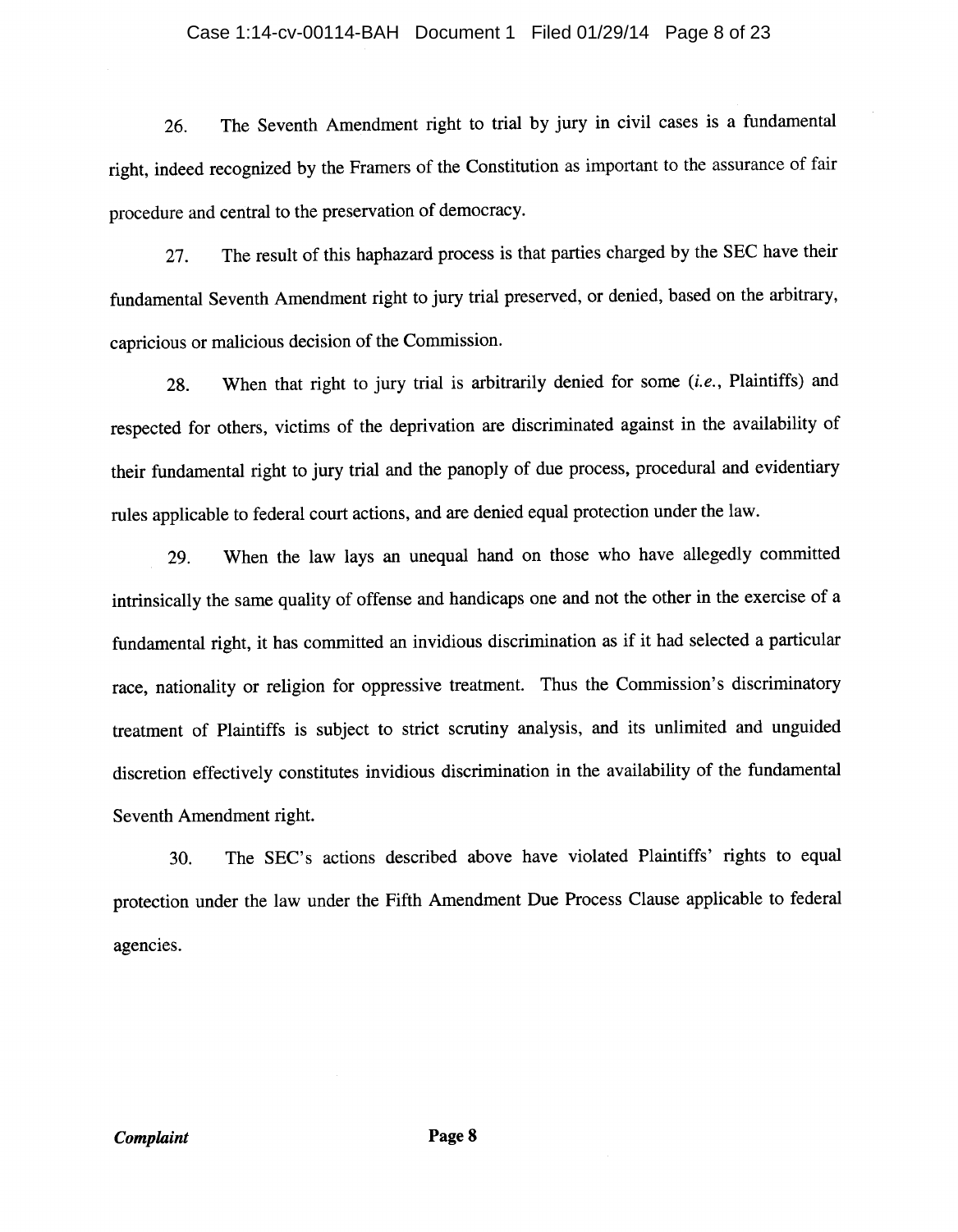26. The Seventh Amendment right to trial by jury in civil cases is a fundamental right, indeed recognized by the Framers of the Constitution as important to the assurance of fair procedure and central to the preservation of democracy.

27. The result of this haphazard process is that parties charged by the SEC have their fundamental Seventh Amendment right to jury trial preserved, or denied, based on the arbitrary, capricious or malicious decision of the Commission.

28. When that right to jury trial is arbitrarily denied for some (*i.e.*, Plaintiffs) and respected for others, victims of the deprivation are discriminated against in the availability of their fundamental right to jury trial and the panoply of due process, procedural and evidentiary rules applicable to federal court actions, and are denied equal protection under the law.

29. When the law lays an unequal hand on those who have allegedly committed intrinsically the same quality of offense and handicaps one and not the other in the exercise of a fundamental right, it has committed an invidious discrimination as if it had selected a particular race, nationality or religion for oppressive treatment. Thus the Commission's discriminatory treatment of Plaintiffs is subject to strict scrutiny analysis, and its unlimited and unguided discretion effectively constitutes invidious discrimination in the availability of the fundamental Seventh Amendment right.

30. The SEC's actions described above have violated Plaintiffs' rights to equal protection under the law under the Fifth Amendment Due Process Clause applicable to federal agencies.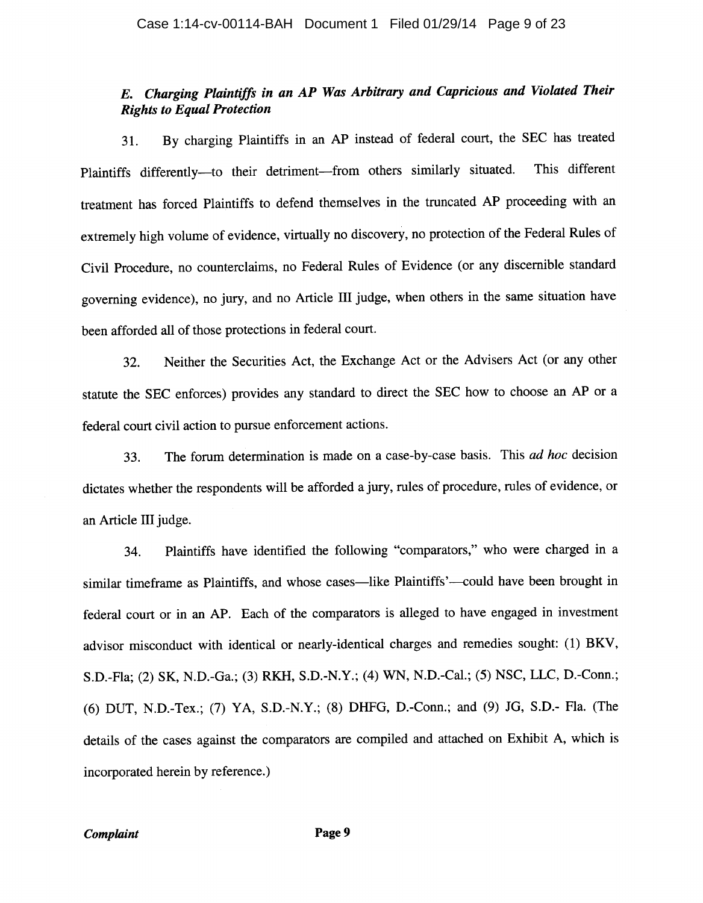### *E. Charging Plaintiffs in an AP Was Arbitrary and Capricious and Violated Their Rights to Equal Protection*

31. By charging Plaintiffs in an AP instead of federal court, the SEC has treated Plaintiffs differently—to their detriment—from others similarly situated. This different treatment has forced Plaintiffs to defend themselves in the truncated AP proceeding with an extremely high volume of evidence, virtually no discovery, no protection of the Federal Rules of Civil Procedure, no counterclaims, no Federal Rules of Evidence (or any discernible standard governing evidence), no jury, and no Article III judge, when others in the same situation have been afforded all of those protections in federal court.

32. Neither the Securities Act, the Exchange Act or the Advisers Act (or any other statute the SEC enforces) provides any standard to direct the SEC how to choose an AP or a federal court civil action to pursue enforcement actions.

33. The forum determination is made on a case-by-case basis. This *ad hoc* decision dictates whether the respondents will be afforded a jury, rules of procedure, rules of evidence, or an Article III judge.

34. Plaintiffs have identified the following "comparators," who were charged in a similar timeframe as Plaintiffs, and whose cases—like Plaintiffs'—could have been brought in federal court or in an AP. Each of the comparators is alleged to have engaged in investment advisor misconduct with identical or nearly-identical charges and remedies sought: (1) BKV, S.D.-Fla; (2) SK, N.D.-Ga.; (3) RKH, S.D.-N.Y.; (4) WN, N.D.-Cal.; (5) NSC, LLC, D.-Conn.; (6) DUT, N.D.-Tex.; (7) YA, S.D.-N.Y.; (8) DHFG, D.-Conn.; and (9) JG, S.D.- Fla. (The details of the cases against the comparators are compiled and attached on Exhibit A, which is incorporated herein by reference.)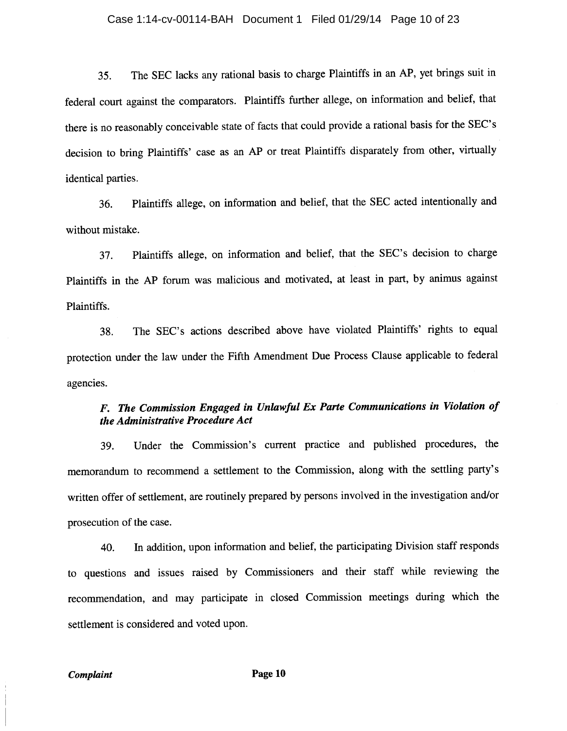35. The SEC lacks any rational basis to charge Plaintiffs in an AP, yet brings suit in federal court against the comparators. Plaintiffs further allege, on information and belief, that there is no reasonably conceivable state of facts that could provide a rational basis for the SEC's decision to bring Plaintiffs' case as an AP or treat Plaintiffs disparately from other, virtually identical parties.

36. Plaintiffs allege, on information and belief, that the SEC acted intentionally and without mistake.

37. Plaintiffs allege, on information and belief, that the SEC's decision to charge Plaintiffs in the AP forum was malicious and motivated, at least in part, by animus against Plaintiffs.

38. The SEC's actions described above have violated Plaintiffs' rights to equal protection under the law under the Fifth Amendment Due Process Clause applicable to federal agencies.

### *F. The Commission Engaged in Unlawful Ex Parte Communications in Violation of the Administrative Procedure Act*

39. Under the Commission's current practice and published procedures, the memorandum to recommend a settlement to the Commission, along with the settling party's written offer of settlement, are routinely prepared by persons involved in the investigation and/or prosecution of the case.

40. In addition, upon information and belief, the participating Division staff responds to questions and issues raised by Commissioners and their staff while reviewing the recommendation, and may participate in closed Commission meetings during which the settlement is considered and voted upon.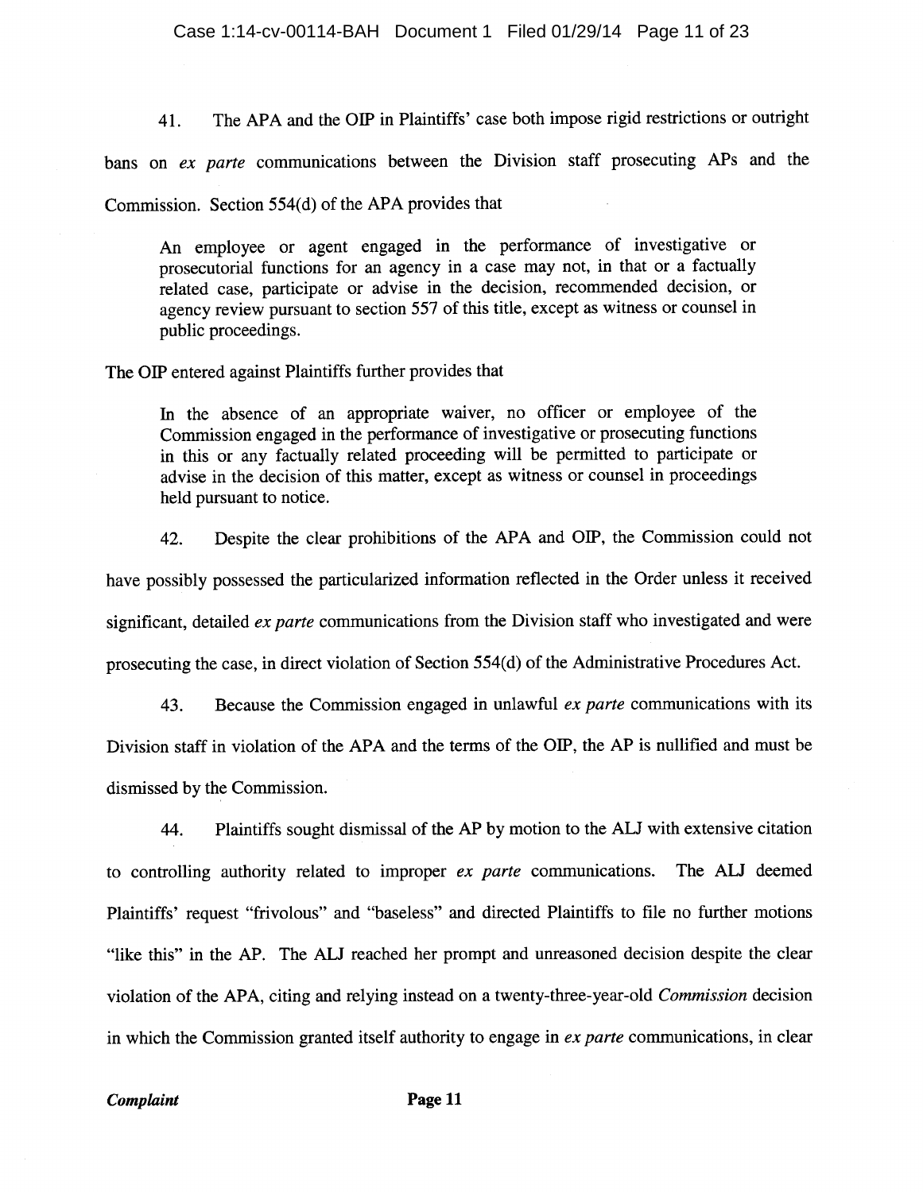41. The APA and the OIP in Plaintiffs' case both impose rigid restrictions or outright bans on *ex parte* communications between the Division staff prosecuting APs and the Commission. Section 554(d) of the APA provides that

> An employee or agent engaged in the performance of investigative or prosecutorial functions for an agency in a case may not, in that or a factually related case, participate or advise in the decision, recommended decision, or agency review pursuant to section 557 of this title, except as witness or counsel in public proceedings.

The OIP entered against Plaintiffs further provides that

> In the absence of an appropriate waiver, no officer or employee of the Commission engaged in the performance of investigative or prosecuting functions in this or any factually related proceeding will be permitted to participate or advise in the decision of this matter, except as witness or counsel in proceedings held pursuant to notice.

42. Despite the clear prohibitions of the APA and OIP, the Commission could not have possibly possessed the particularized information reflected in the Order unless it received significant, detailed *ex parte* communications from the Division staff who investigated and were prosecuting the case, in direct violation of Section 554(d) of the Administrative Procedures Act.

43. Because the Commission engaged in unlawful *ex parte* communications with its Division staff in violation of the APA and the terms of the OIP, the AP is nullified and must be dismissed by the Commission.

44. Plaintiffs sought dismissal of the AP by motion to the ALJ with extensive citation to controlling authority related to improper *ex parte* communications. The ALJ deemed Plaintiffs' request "frivolous" and "baseless" and directed Plaintiffs to file no further motions "like this" in the AP. The ALJ reached her prompt and unreasoned decision despite the clear violation of the APA, citing and relying instead on a twenty-three-year-old *Commission* decision in which the Commission granted itself authority to engage in *ex parte* communications, in clear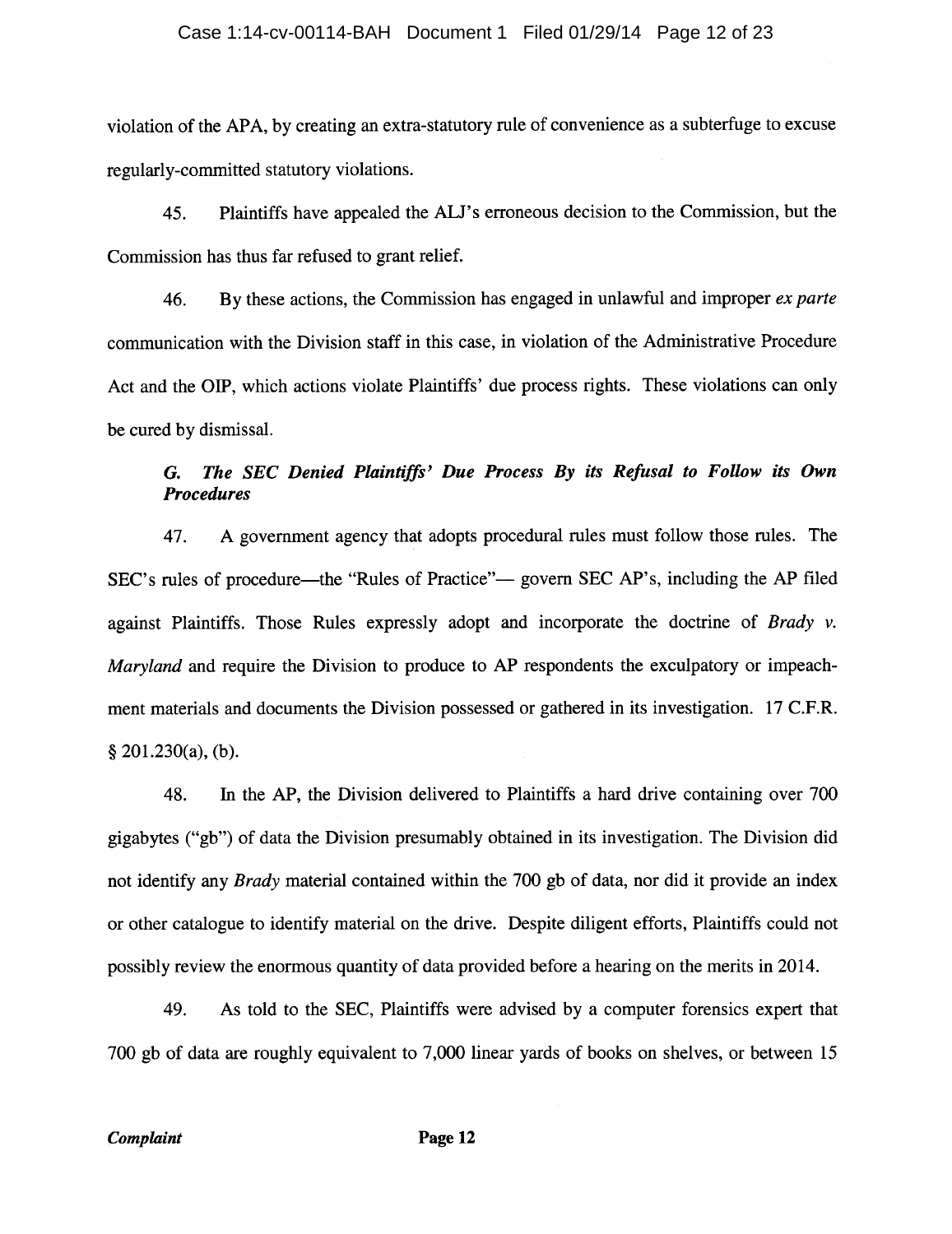violation of the APA, by creating an extra-statutory rule of convenience as a subterfuge to excuse regularly-committed statutory violations.

45. Plaintiffs have appealed the ALJ's erroneous decision to the Commission, but the Commission has thus far refused to grant relief.

46. By these actions, the Commission has engaged in unlawful and improper *ex parte* communication with the Division staff in this case, in violation of the Administrative Procedure Act and the OIP, which actions violate Plaintiffs' due process rights. These violations can only be cured by dismissal.

### *G. The SEC Denied Plaintiffs' Due Process By its Refusal to Follow its Own Procedures*

47. A government agency that adopts procedural rules must follow those rules. The SEC's rules of procedure—the "Rules of Practice"— govern SEC AP's, including the AP filed against Plaintiffs. Those Rules expressly adopt and incorporate the doctrine of *Brady v. Maryland* and require the Division to produce to AP respondents the exculpatory or impeachment materials and documents the Division possessed or gathered in its investigation. 17 C.F.R. § 201.230(a), (b).

48. In the AP, the Division delivered to Plaintiffs a hard drive containing over 700 gigabytes ("gb") of data the Division presumably obtained in its investigation. The Division did not identify any *Brady* material contained within the 700 gb of data, nor did it provide an index or other catalogue to identify material on the drive. Despite diligent efforts, Plaintiffs could not possibly review the enormous quantity of data provided before a hearing on the merits in 2014.

49. As told to the SEC, Plaintiffs were advised by a computer forensics expert that 700 gb of data are roughly equivalent to 7,000 linear yards of books on shelves, or between 15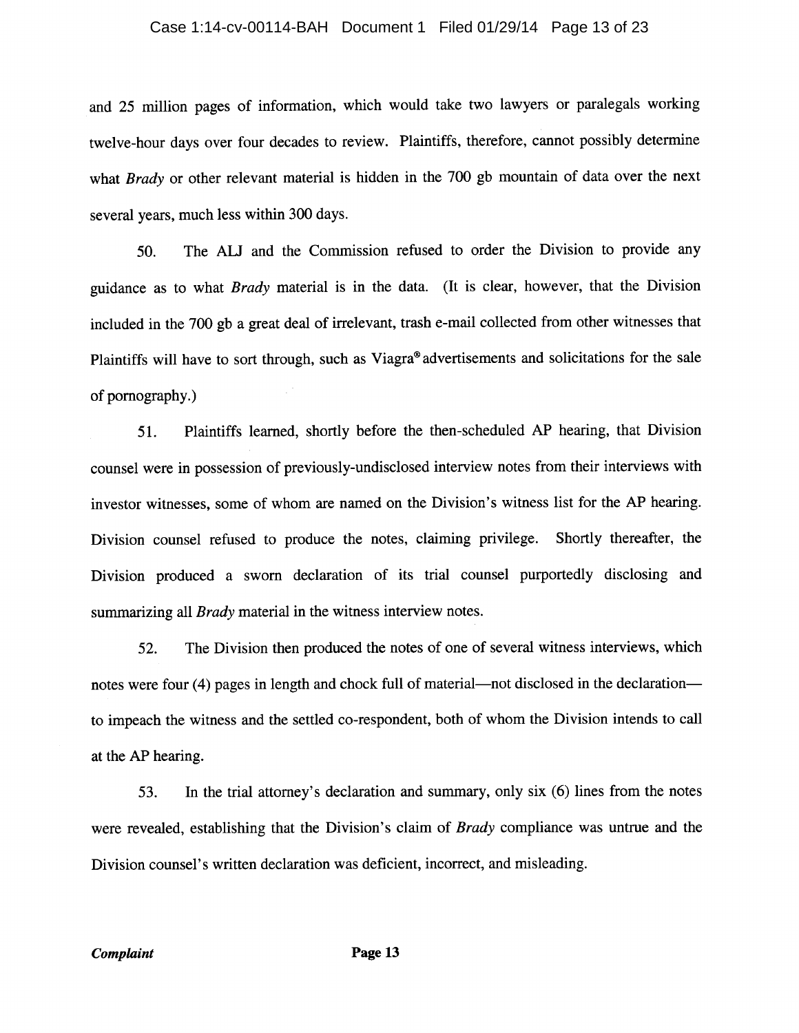and 25 million pages of information, which would take two lawyers or paralegals working twelve-hour days over four decades to review. Plaintiffs, therefore, cannot possibly determine what *Brady* or other relevant material is hidden in the 700 gb mountain of data over the next several years, much less within 300 days.

50. The ALJ and the Commission refused to order the Division to provide any guidance as to what *Brady* material is in the data. (It is clear, however, that the Division included in the 700 gb a great deal of irrelevant, trash e-mail collected from other witnesses that Plaintiffs will have to sort through, such as Viagra® advertisements and solicitations for the sale of pornography.)

51. Plaintiffs learned, shortly before the then-scheduled AP hearing, that Division counsel were in possession of previously-undisclosed interview notes from their interviews with investor witnesses, some of whom are named on the Division's witness list for the AP hearing. Division counsel refused to produce the notes, claiming privilege. Shortly thereafter, the Division produced a sworn declaration of its trial counsel purportedly disclosing and summarizing all *Brady* material in the witness interview notes.

52. The Division then produced the notes of one of several witness interviews, which notes were four (4) pages in length and chock full of material—not disclosed in the declaration—to impeach the witness and the settled co-respondent, both of whom the Division intends to call at the AP hearing.

53. In the trial attorney's declaration and summary, only six (6) lines from the notes were revealed, establishing that the Division's claim of *Brady* compliance was untrue and the Division counsel's written declaration was deficient, incorrect, and misleading.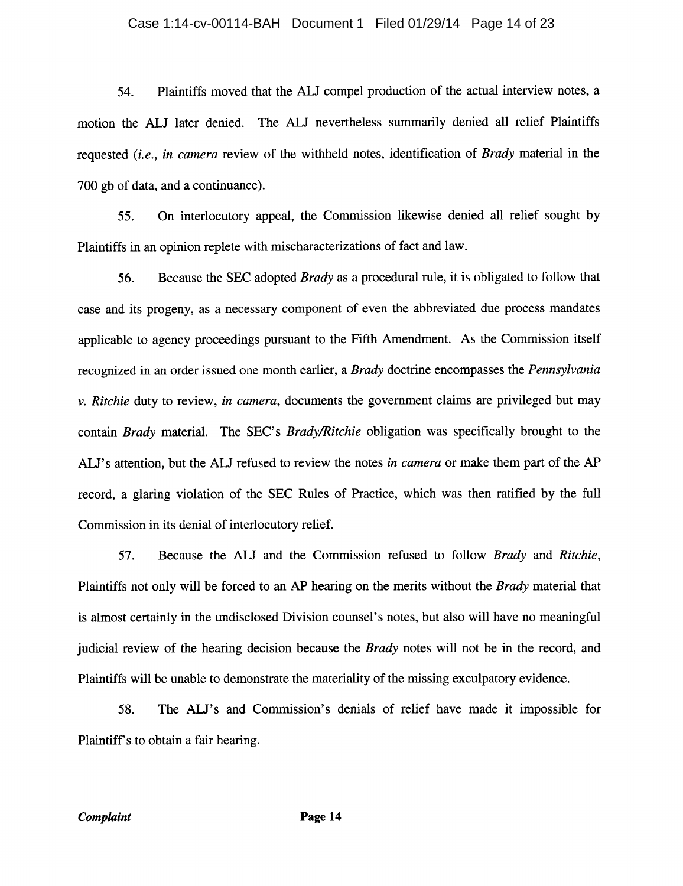54. Plaintiffs moved that the ALJ compel production of the actual interview notes, a motion the ALJ later denied. The ALJ nevertheless summarily denied all relief Plaintiffs requested (*i.e.*, *in camera* review of the withheld notes, identification of *Brady* material in the 700 gb of data, and a continuance).

55. On interlocutory appeal, the Commission likewise denied all relief sought by Plaintiffs in an opinion replete with mischaracterizations of fact and law.

56. Because the SEC adopted *Brady* as a procedural rule, it is obligated to follow that case and its progeny, as a necessary component of even the abbreviated due process mandates applicable to agency proceedings pursuant to the Fifth Amendment. As the Commission itself recognized in an order issued one month earlier, a *Brady* doctrine encompasses the *Pennsylvania v. Ritchie* duty to review, *in camera*, documents the government claims are privileged but may contain *Brady* material. The SEC's *Brady/Ritchie* obligation was specifically brought to the ALJ's attention, but the ALJ refused to review the notes *in camera* or make them part of the AP record, a glaring violation of the SEC Rules of Practice, which was then ratified by the full Commission in its denial of interlocutory relief.

57. Because the ALJ and the Commission refused to follow *Brady* and *Ritchie*, Plaintiffs not only will be forced to an AP hearing on the merits without the *Brady* material that is almost certainly in the undisclosed Division counsel's notes, but also will have no meaningful judicial review of the hearing decision because the *Brady* notes will not be in the record, and Plaintiffs will be unable to demonstrate the materiality of the missing exculpatory evidence.

58. The ALJ's and Commission's denials of relief have made it impossible for Plaintiff's to obtain a fair hearing.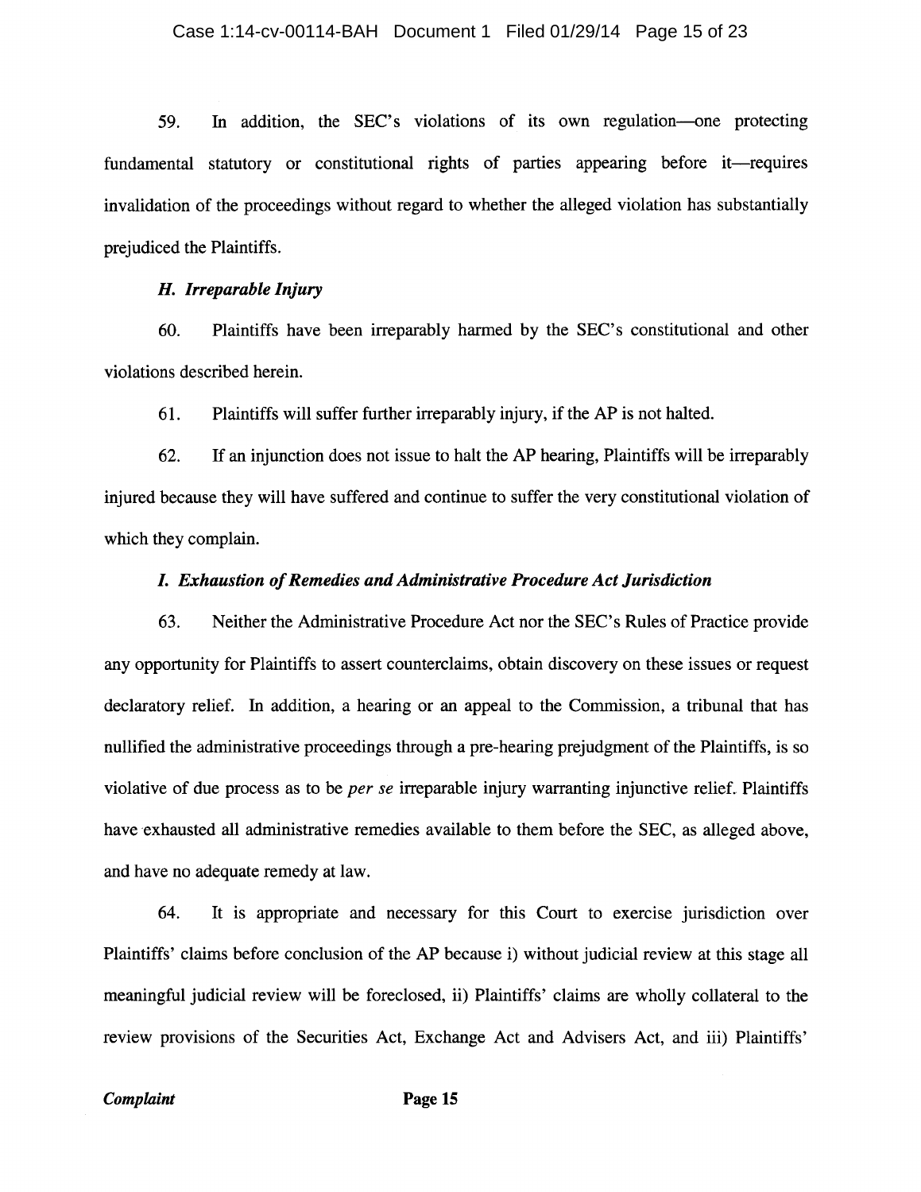59. In addition, the SEC's violations of its own regulation—one protecting fundamental statutory or constitutional rights of parties appearing before it—requires invalidation of the proceedings without regard to whether the alleged violation has substantially prejudiced the Plaintiffs.

### *H. Irreparable Injury*

60. Plaintiffs have been irreparably harmed by the SEC's constitutional and other violations described herein.

61. Plaintiffs will suffer further irreparably injury, if the AP is not halted.

62. If an injunction does not issue to halt the AP hearing, Plaintiffs will be irreparably injured because they will have suffered and continue to suffer the very constitutional violation of which they complain.

### *I. Exhaustion of Remedies and Administrative Procedure Act Jurisdiction*

63. Neither the Administrative Procedure Act nor the SEC's Rules of Practice provide any opportunity for Plaintiffs to assert counterclaims, obtain discovery on these issues or request declaratory relief. In addition, a hearing or an appeal to the Commission, a tribunal that has nullified the administrative proceedings through a pre-hearing prejudgment of the Plaintiffs, is so violative of due process as to be *per se* irreparable injury warranting injunctive relief. Plaintiffs have exhausted all administrative remedies available to them before the SEC, as alleged above, and have no adequate remedy at law.

64. It is appropriate and necessary for this Court to exercise jurisdiction over Plaintiffs' claims before conclusion of the AP because i) without judicial review at this stage all meaningful judicial review will be foreclosed, ii) Plaintiffs' claims are wholly collateral to the review provisions of the Securities Act, Exchange Act and Advisers Act, and iii) Plaintiffs'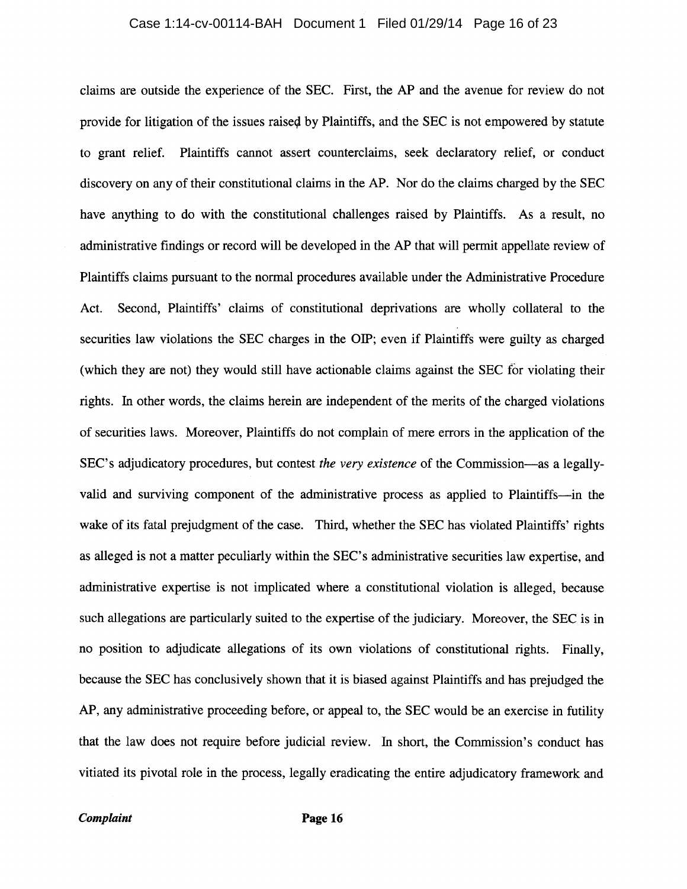claims are outside the experience of the SEC. First, the AP and the avenue for review do not provide for litigation of the issues raised by Plaintiffs, and the SEC is not empowered by statute to grant relief. Plaintiffs cannot assert counterclaims, seek declaratory relief, or conduct discovery on any of their constitutional claims in the AP. Nor do the claims charged by the SEC have anything to do with the constitutional challenges raised by Plaintiffs. As a result, no administrative findings or record will be developed in the AP that will permit appellate review of Plaintiffs claims pursuant to the normal procedures available under the Administrative Procedure Act. Second, Plaintiffs' claims of constitutional deprivations are wholly collateral to the securities law violations the SEC charges in the OIP; even if Plaintiffs were guilty as charged (which they are not) they would still have actionable claims against the SEC for violating their rights. In other words, the claims herein are independent of the merits of the charged violations of securities laws. Moreover, Plaintiffs do not complain of mere errors in the application of the SEC's adjudicatory procedures, but contest *the very existence* of the Commission—as a legally-valid and surviving component of the administrative process as applied to Plaintiffs—in the wake of its fatal prejudgment of the case. Third, whether the SEC has violated Plaintiffs' rights as alleged is not a matter peculiarly within the SEC's administrative securities law expertise, and administrative expertise is not implicated where a constitutional violation is alleged, because such allegations are particularly suited to the expertise of the judiciary. Moreover, the SEC is in no position to adjudicate allegations of its own violations of constitutional rights. Finally, because the SEC has conclusively shown that it is biased against Plaintiffs and has prejudged the AP, any administrative proceeding before, or appeal to, the SEC would be an exercise in futility that the law does not require before judicial review. In short, the Commission's conduct has vitiated its pivotal role in the process, legally eradicating the entire adjudicatory framework and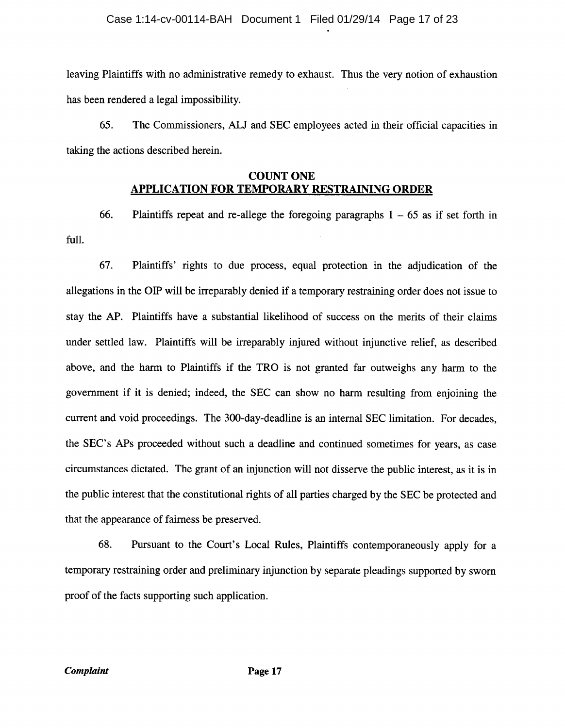leaving Plaintiffs with no administrative remedy to exhaust. Thus the very notion of exhaustion has been rendered a legal impossibility.

65. The Commissioners, ALJ and SEC employees acted in their official capacities in taking the actions described herein.

## COUNT ONE
## APPLICATION FOR TEMPORARY RESTRAINING ORDER

66. Plaintiffs repeat and re-allege the foregoing paragraphs 1 – 65 as if set forth in full.

67. Plaintiffs' rights to due process, equal protection in the adjudication of the allegations in the OIP will be irreparably denied if a temporary restraining order does not issue to stay the AP. Plaintiffs have a substantial likelihood of success on the merits of their claims under settled law. Plaintiffs will be irreparably injured without injunctive relief, as described above, and the harm to Plaintiffs if the TRO is not granted far outweighs any harm to the government if it is denied; indeed, the SEC can show no harm resulting from enjoining the current and void proceedings. The 300-day-deadline is an internal SEC limitation. For decades, the SEC's APs proceeded without such a deadline and continued sometimes for years, as case circumstances dictated. The grant of an injunction will not disserve the public interest, as it is in the public interest that the constitutional rights of all parties charged by the SEC be protected and that the appearance of fairness be preserved.

68. Pursuant to the Court's Local Rules, Plaintiffs contemporaneously apply for a temporary restraining order and preliminary injunction by separate pleadings supported by sworn proof of the facts supporting such application.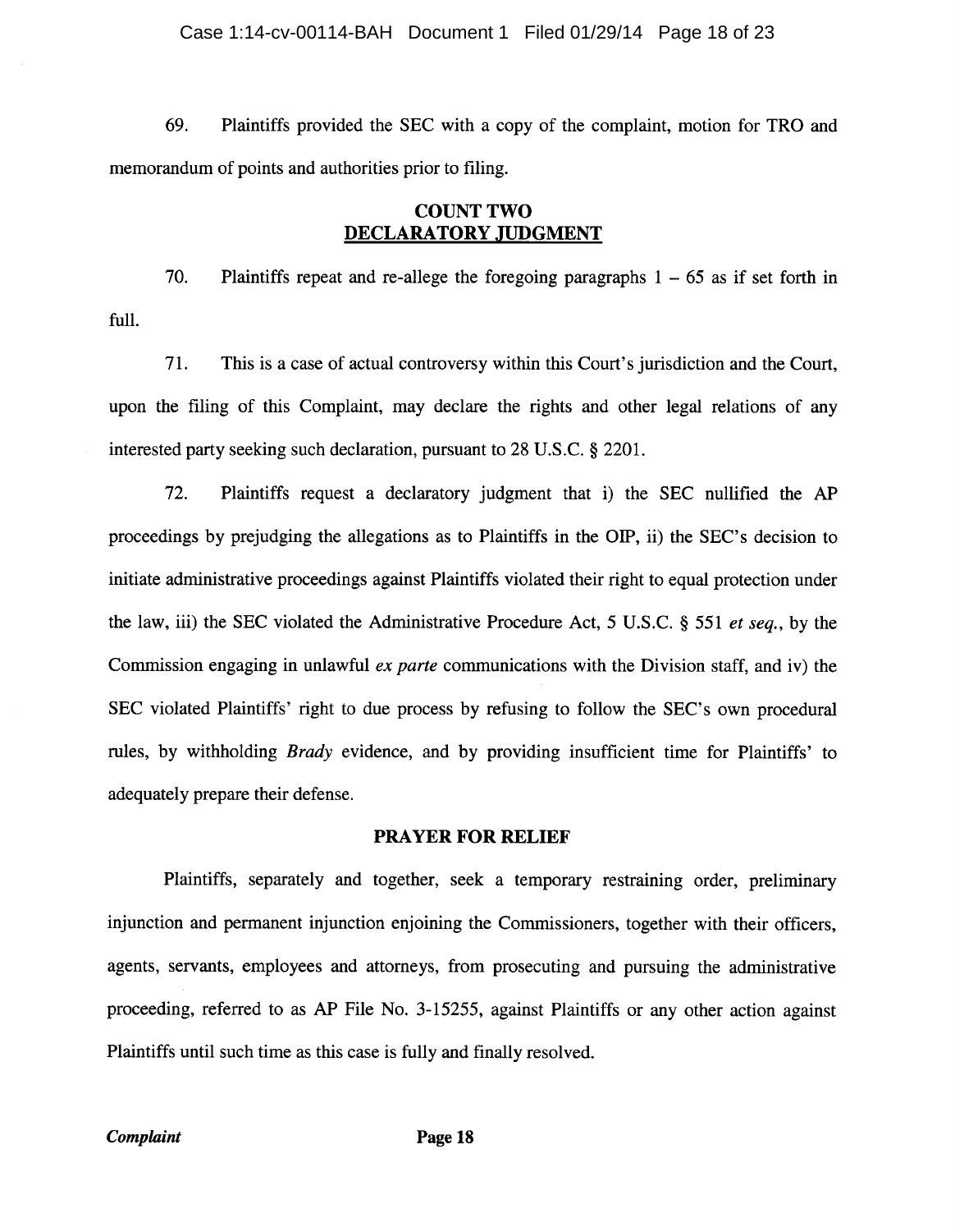69. Plaintiffs provided the SEC with a copy of the complaint, motion for TRO and memorandum of points and authorities prior to filing.

## COUNT TWO
## DECLARATORY JUDGMENT

70. Plaintiffs repeat and re-allege the foregoing paragraphs 1 – 65 as if set forth in full.

71. This is a case of actual controversy within this Court's jurisdiction and the Court, upon the filing of this Complaint, may declare the rights and other legal relations of any interested party seeking such declaration, pursuant to 28 U.S.C. § 2201.

72. Plaintiffs request a declaratory judgment that i) the SEC nullified the AP proceedings by prejudging the allegations as to Plaintiffs in the OIP, ii) the SEC's decision to initiate administrative proceedings against Plaintiffs violated their right to equal protection under the law, iii) the SEC violated the Administrative Procedure Act, 5 U.S.C. § 551 *et seq.*, by the Commission engaging in unlawful *ex parte* communications with the Division staff, and iv) the SEC violated Plaintiffs' right to due process by refusing to follow the SEC's own procedural rules, by withholding *Brady* evidence, and by providing insufficient time for Plaintiffs' to adequately prepare their defense.

## PRAYER FOR RELIEF

Plaintiffs, separately and together, seek a temporary restraining order, preliminary injunction and permanent injunction enjoining the Commissioners, together with their officers, agents, servants, employees and attorneys, from prosecuting and pursuing the administrative proceeding, referred to as AP File No. 3-15255, against Plaintiffs or any other action against Plaintiffs until such time as this case is fully and finally resolved.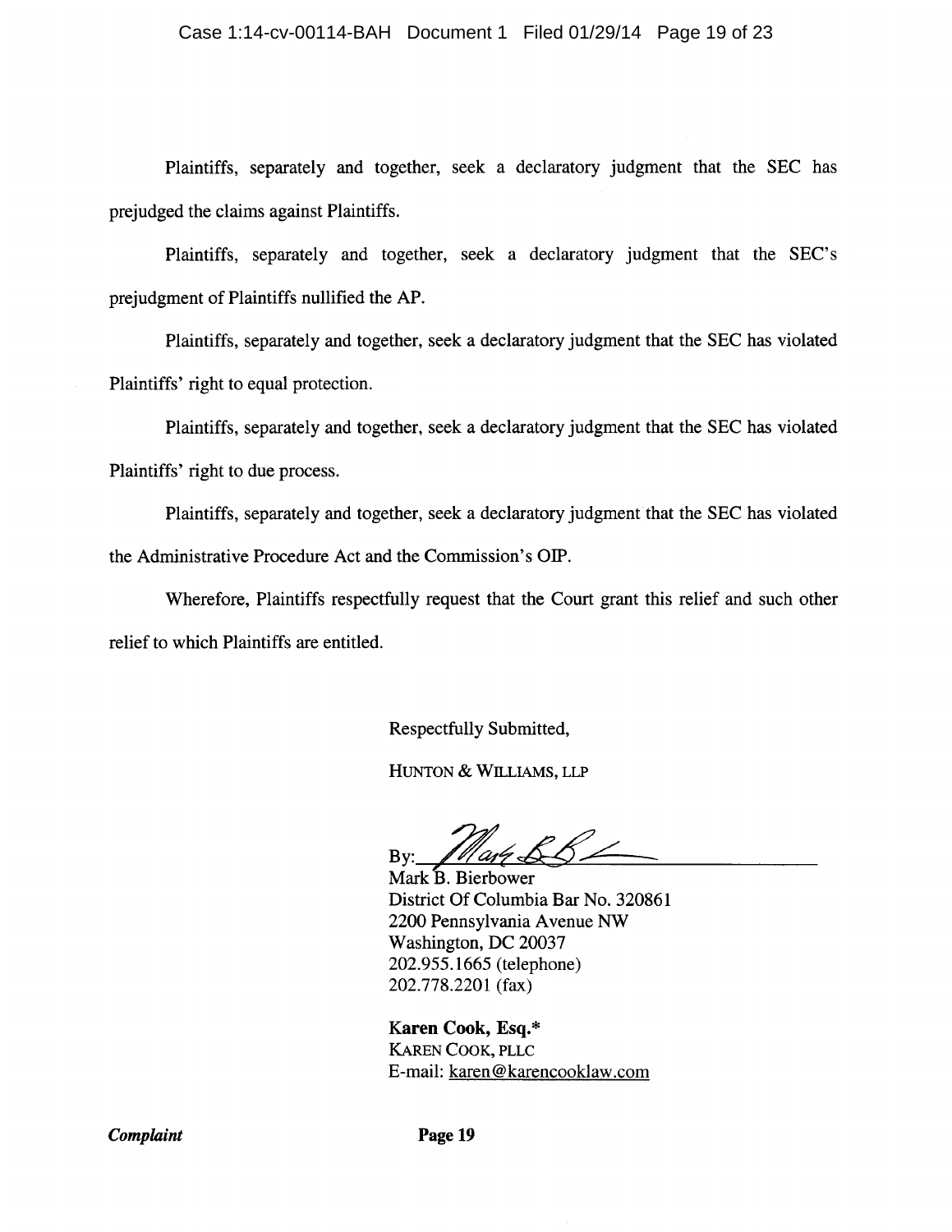Plaintiffs, separately and together, seek a declaratory judgment that the SEC has prejudged the claims against Plaintiffs.

Plaintiffs, separately and together, seek a declaratory judgment that the SEC's prejudgment of Plaintiffs nullified the AP.

Plaintiffs, separately and together, seek a declaratory judgment that the SEC has violated Plaintiffs' right to equal protection.

Plaintiffs, separately and together, seek a declaratory judgment that the SEC has violated Plaintiffs' right to due process.

Plaintiffs, separately and together, seek a declaratory judgment that the SEC has violated the Administrative Procedure Act and the Commission's OIP.

Wherefore, Plaintiffs respectfully request that the Court grant this relief and such other relief to which Plaintiffs are entitled.

Respectfully Submitted,

HUNTON & WILLIAMS, LLP

By: ______________________________
Mark B. Bierbower
District Of Columbia Bar No. 320861
2200 Pennsylvania Avenue NW
Washington, DC 20037
202.955.1665 (telephone)
202.778.2201 (fax)

**Karen Cook, Esq.***
KAREN COOK, PLLC
E-mail: karen@karencooklaw.com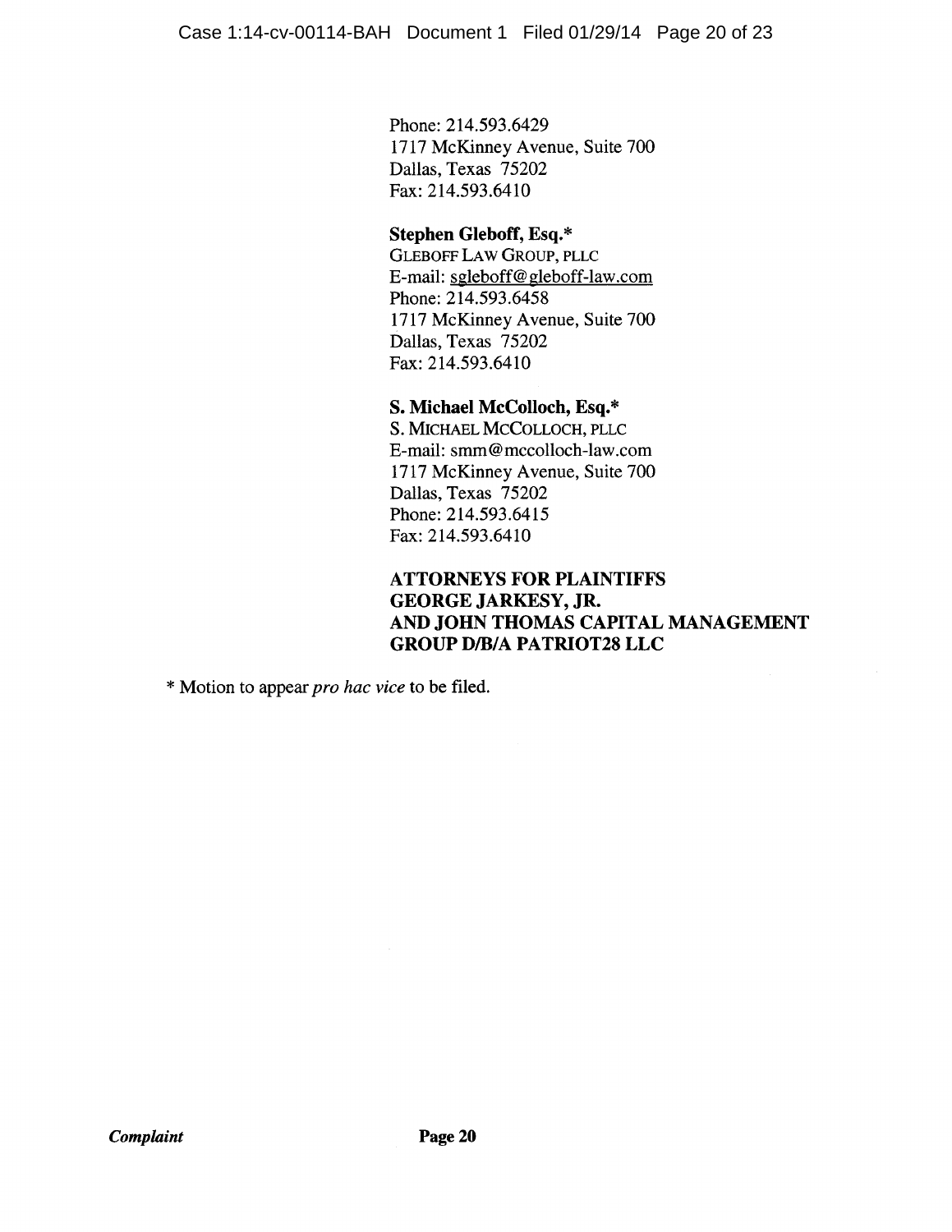Phone: 214.593.6429
1717 McKinney Avenue, Suite 700
Dallas, Texas 75202
Fax: 214.593.6410

**Stephen Gleboff, Esq.***
GLEBOFF LAW GROUP, PLLC
E-mail: sgleboff@gleboff-law.com
Phone: 214.593.6458
1717 McKinney Avenue, Suite 700
Dallas, Texas 75202
Fax: 214.593.6410

**S. Michael McColloch, Esq.***
S. MICHAEL MCCOLLOCH, PLLC
E-mail: smm@mccolloch-law.com
1717 McKinney Avenue, Suite 700
Dallas, Texas 75202
Phone: 214.593.6415
Fax: 214.593.6410

**ATTORNEYS FOR PLAINTIFFS GEORGE JARKESY, JR. AND JOHN THOMAS CAPITAL MANAGEMENT GROUP D/B/A PATRIOT28 LLC**

* Motion to appear *pro hac vice* to be filed.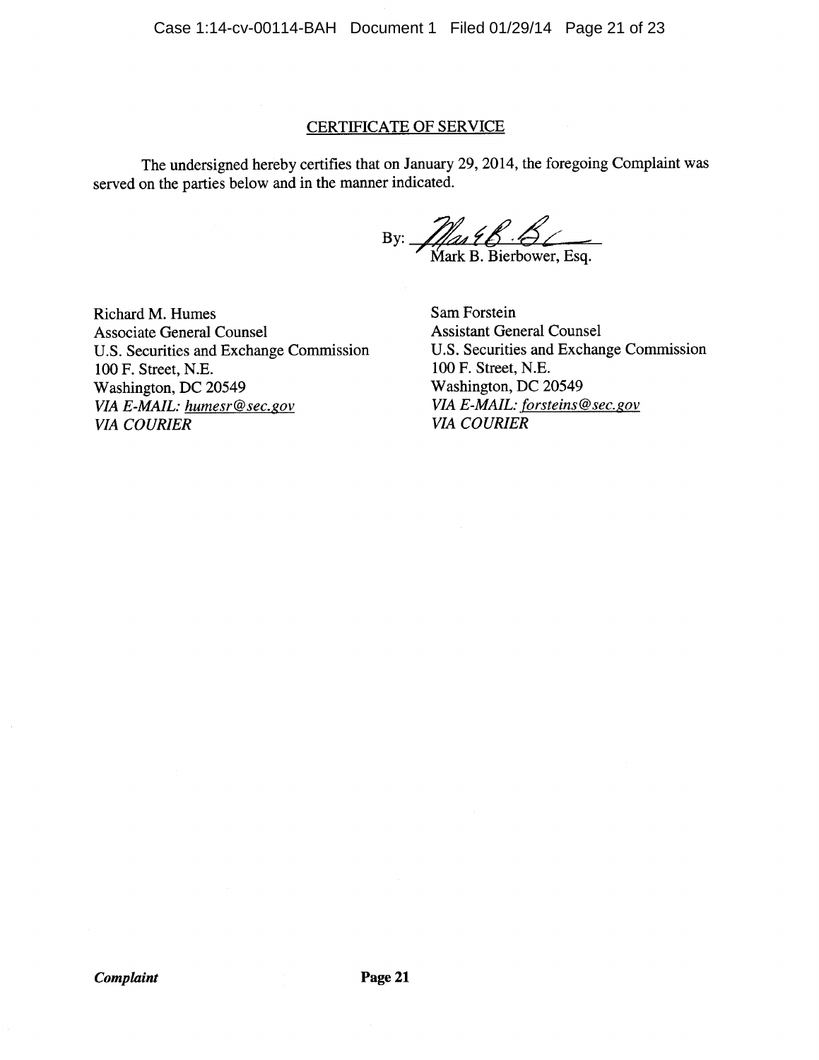## CERTIFICATE OF SERVICE

The undersigned hereby certifies that on January 29, 2014, the foregoing Complaint was served on the parties below and in the manner indicated.

By: ____________________
Mark B. Bierbower, Esq.

Richard M. Humes
Associate General Counsel
U.S. Securities and Exchange Commission
100 F. Street, N.E.
Washington, DC 20549
*VIA E-MAIL: humesr@sec.gov*
*VIA COURIER*

Sam Forstein
Assistant General Counsel
U.S. Securities and Exchange Commission
100 F. Street, N.E.
Washington, DC 20549
*VIA E-MAIL: forsteins@sec.gov*
*VIA COURIER*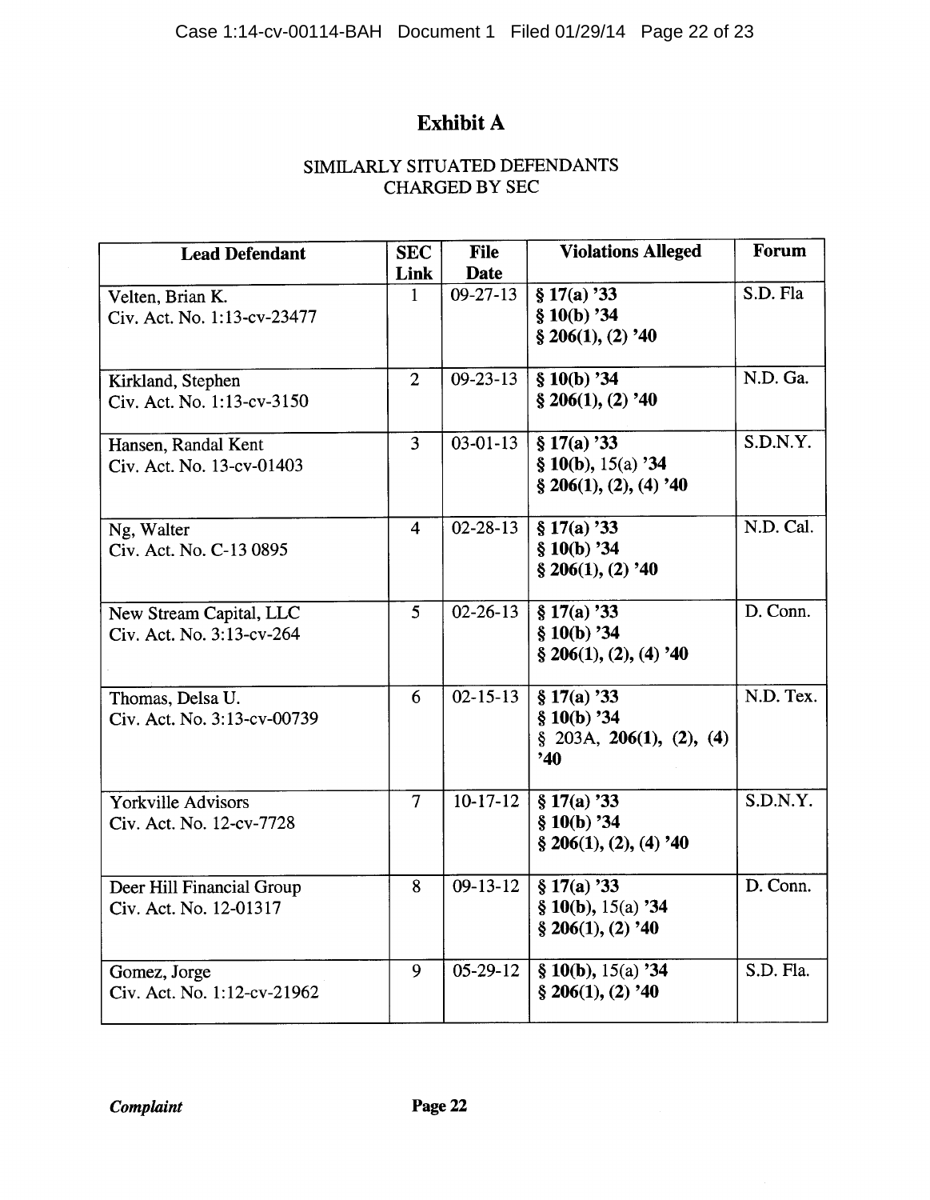# Exhibit A

SIMILARLY SITUATED DEFENDANTS
CHARGED BY SEC

| Lead Defendant | SEC Link | File Date | Violations Alleged | Forum |
|---|---|---|---|---|
| Velten, Brian K.<br>Civ. Act. No. 1:13-cv-23477 | 1 | 09-27-13 | **§ 17(a) '33**<br>**§ 10(b) '34**<br>**§ 206(1), (2) '40** | S.D. Fla |
| Kirkland, Stephen<br>Civ. Act. No. 1:13-cv-3150 | 2 | 09-23-13 | **§ 10(b) '34**<br>**§ 206(1), (2) '40** | N.D. Ga. |
| Hansen, Randal Kent<br>Civ. Act. No. 13-cv-01403 | 3 | 03-01-13 | **§ 17(a) '33**<br>**§ 10(b)**, 15(a) **'34**<br>**§ 206(1), (2), (4) '40** | S.D.N.Y. |
| Ng, Walter<br>Civ. Act. No. C-13 0895 | 4 | 02-28-13 | **§ 17(a) '33**<br>**§ 10(b) '34**<br>**§ 206(1), (2) '40** | N.D. Cal. |
| New Stream Capital, LLC<br>Civ. Act. No. 3:13-cv-264 | 5 | 02-26-13 | **§ 17(a) '33**<br>**§ 10(b) '34**<br>**§ 206(1), (2), (4) '40** | D. Conn. |
| Thomas, Delsa U.<br>Civ. Act. No. 3:13-cv-00739 | 6 | 02-15-13 | **§ 17(a) '33**<br>**§ 10(b) '34**<br>§ 203A, **206(1), (2), (4) '40** | N.D. Tex. |
| Yorkville Advisors<br>Civ. Act. No. 12-cv-7728 | 7 | 10-17-12 | **§ 17(a) '33**<br>**§ 10(b) '34**<br>**§ 206(1), (2), (4) '40** | S.D.N.Y. |
| Deer Hill Financial Group<br>Civ. Act. No. 12-01317 | 8 | 09-13-12 | **§ 17(a) '33**<br>**§ 10(b)**, 15(a) **'34**<br>**§ 206(1), (2) '40** | D. Conn. |
| Gomez, Jorge<br>Civ. Act. No. 1:12-cv-21962 | 9 | 05-29-12 | **§ 10(b)**, 15(a) **'34**<br>**§ 206(1), (2) '40** | S.D. Fla. |

***Complaint***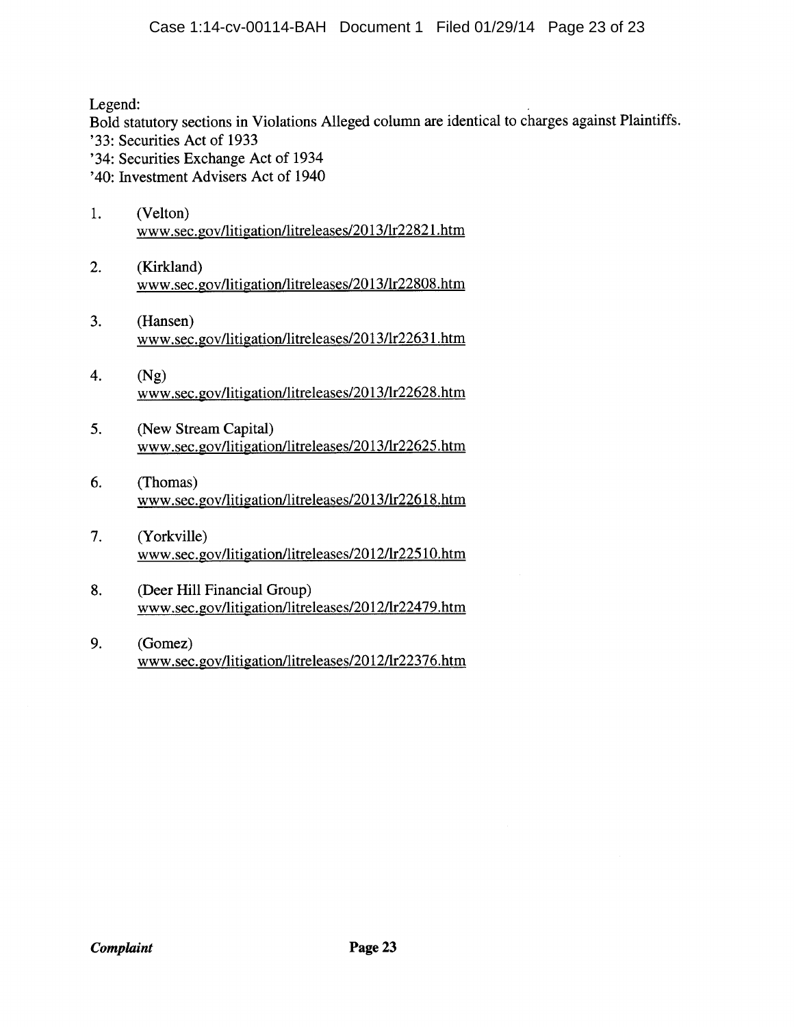Legend:
Bold statutory sections in Violations Alleged column are identical to charges against Plaintiffs.
'33: Securities Act of 1933
'34: Securities Exchange Act of 1934
'40: Investment Advisers Act of 1940

1. (Velton)
   www.sec.gov/litigation/litreleases/2013/lr22821.htm

2. (Kirkland)
   www.sec.gov/litigation/litreleases/2013/lr22808.htm

3. (Hansen)
   www.sec.gov/litigation/litreleases/2013/lr22631.htm

4. (Ng)
   www.sec.gov/litigation/litreleases/2013/lr22628.htm

5. (New Stream Capital)
   www.sec.gov/litigation/litreleases/2013/lr22625.htm

6. (Thomas)
   www.sec.gov/litigation/litreleases/2013/lr22618.htm

7. (Yorkville)
   www.sec.gov/litigation/litreleases/2012/lr22510.htm

8. (Deer Hill Financial Group)
   www.sec.gov/litigation/litreleases/2012/lr22479.htm

9. (Gomez)
   www.sec.gov/litigation/litreleases/2012/lr22376.htm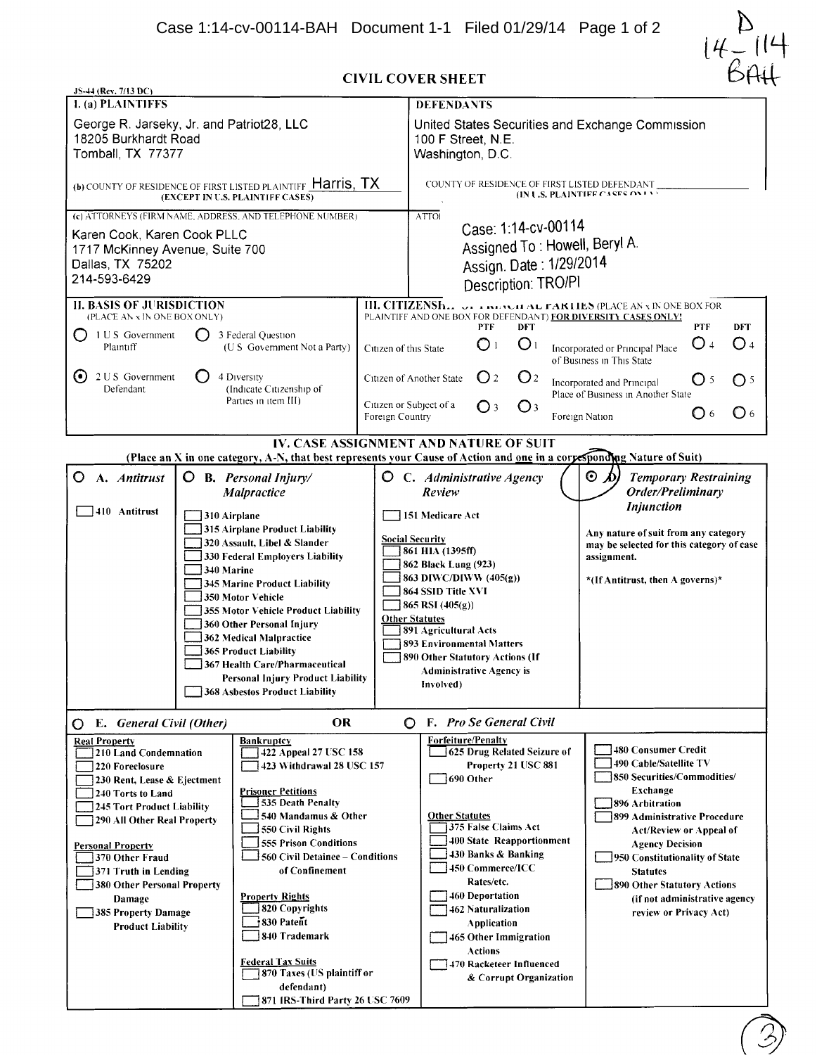D
14-114
BAH

# CIVIL COVER SHEET

JS-44 (Rev. 7/13 DC)

**I. (a) PLAINTIFFS**

George R. Jarseky, Jr. and Patriot28, LLC
18205 Burkhardt Road
Tomball, TX 77377

(b) COUNTY OF RESIDENCE OF FIRST LISTED PLAINTIFF Harris, TX
(EXCEPT IN U.S. PLAINTIFF CASES)

(c) ATTORNEYS (FIRM NAME, ADDRESS, AND TELEPHONE NUMBER)

Karen Cook, Karen Cook PLLC
1717 McKinney Avenue, Suite 700
Dallas, TX 75202
214-593-6429

**DEFENDANTS**

United States Securities and Exchange Commission
100 F Street, N.E.
Washington, D.C.

COUNTY OF RESIDENCE OF FIRST LISTED DEFENDANT ______________
(IN U.S. PLAINTIFF CASES ONLY)

ATTO

Case: 1:14-cv-00114
Assigned To : Howell, Beryl A.
Assign. Date : 1/29/2014
Description: TRO/PI

**II. BASIS OF JURISDICTION** (PLACE AN x IN ONE BOX ONLY)

- ○ 1 U S Government Plaintiff
- ○ 3 Federal Question (U S Government Not a Party)
- ⦿ 2 U S Government Defendant
- ○ 4 Diversity (Indicate Citizenship of Parties in item III)

**III. CITIZENSHIP OF PRINCIPAL PARTIES** (PLACE AN x IN ONE BOX FOR PLAINTIFF AND ONE BOX FOR DEFENDANT) **FOR DIVERSITY CASES ONLY!**

| | PTF | DFT | | PTF | DFT |
|---|---|---|---|---|---|
| Citizen of this State | ○ 1 | ○ 1 | Incorporated or Principal Place of Business in This State | ○ 4 | ○ 4 |
| Citizen of Another State | ○ 2 | ○ 2 | Incorporated and Principal Place of Business in Another State | ○ 5 | ○ 5 |
| Citizen or Subject of a Foreign Country | ○ 3 | ○ 3 | Foreign Nation | ○ 6 | ○ 6 |

## IV. CASE ASSIGNMENT AND NATURE OF SUIT

**(Place an X in one category, A-N, that best represents your Cause of Action and one in a corresponding Nature of Suit)**

○ **A. *Antitrust***
- ☐ 410 Antitrust

○ **B. *Personal Injury/Malpractice***
- ☐ 310 Airplane
- ☐ 315 Airplane Product Liability
- ☐ 320 Assault, Libel & Slander
- ☐ 330 Federal Employers Liability
- ☐ 340 Marine
- ☐ 345 Marine Product Liability
- ☐ 350 Motor Vehicle
- ☐ 355 Motor Vehicle Product Liability
- ☐ 360 Other Personal Injury
- ☐ 362 Medical Malpractice
- ☐ 365 Product Liability
- ☐ 367 Health Care/Pharmaceutical Personal Injury Product Liability
- ☐ 368 Asbestos Product Liability

○ **C. *Administrative Agency Review***
- ☐ 151 Medicare Act

Social Security
- ☐ 861 HIA (1395ff)
- ☐ 862 Black Lung (923)
- ☐ 863 DIWC/DIWW (405(g))
- ☐ 864 SSID Title XVI
- ☐ 865 RSI (405(g))

Other Statutes
- ☐ 891 Agricultural Acts
- ☐ 893 Environmental Matters
- ☐ 890 Other Statutory Actions (If Administrative Agency is Involved)

⦿ **D. *Temporary Restraining Order/Preliminary Injunction***

Any nature of suit from any category may be selected for this category of case assignment.

*(If Antitrust, then A governs)*

○ **E. *General Civil (Other)*** **OR** ○ **F. *Pro Se General Civil***

Real Property
- ☐ 210 Land Condemnation
- ☐ 220 Foreclosure
- ☐ 230 Rent, Lease & Ejectment
- ☐ 240 Torts to Land
- ☐ 245 Tort Product Liability
- ☐ 290 All Other Real Property

Personal Property
- ☐ 370 Other Fraud
- ☐ 371 Truth in Lending
- ☐ 380 Other Personal Property Damage
- ☐ 385 Property Damage Product Liability

Bankruptcy
- ☐ 422 Appeal 27 USC 158
- ☐ 423 Withdrawal 28 USC 157

Prisoner Petitions
- ☐ 535 Death Penalty
- ☐ 540 Mandamus & Other
- ☐ 550 Civil Rights
- ☐ 555 Prison Conditions
- ☐ 560 Civil Detainee – Conditions of Confinement

Property Rights
- ☐ 820 Copyrights
- ☐ 830 Patent
- ☐ 840 Trademark

Federal Tax Suits
- ☐ 870 Taxes (US plaintiff or defendant)
- ☐ 871 IRS-Third Party 26 USC 7609

Forfeiture/Penalty
- ☐ 625 Drug Related Seizure of Property 21 USC 881
- ☐ 690 Other

Other Statutes
- ☐ 375 False Claims Act
- ☐ 400 State Reapportionment
- ☐ 430 Banks & Banking
- ☐ 450 Commerce/ICC Rates/etc.
- ☐ 460 Deportation
- ☐ 462 Naturalization Application
- ☐ 465 Other Immigration Actions
- ☐ 470 Racketeer Influenced & Corrupt Organization

- ☐ 480 Consumer Credit
- ☐ 490 Cable/Satellite TV
- ☐ 850 Securities/Commodities/ Exchange
- ☐ 896 Arbitration
- ☐ 899 Administrative Procedure Act/Review or Appeal of Agency Decision
- ☐ 950 Constitutionality of State Statutes
- ☐ 890 Other Statutory Actions (if not administrative agency review or Privacy Act)

(3)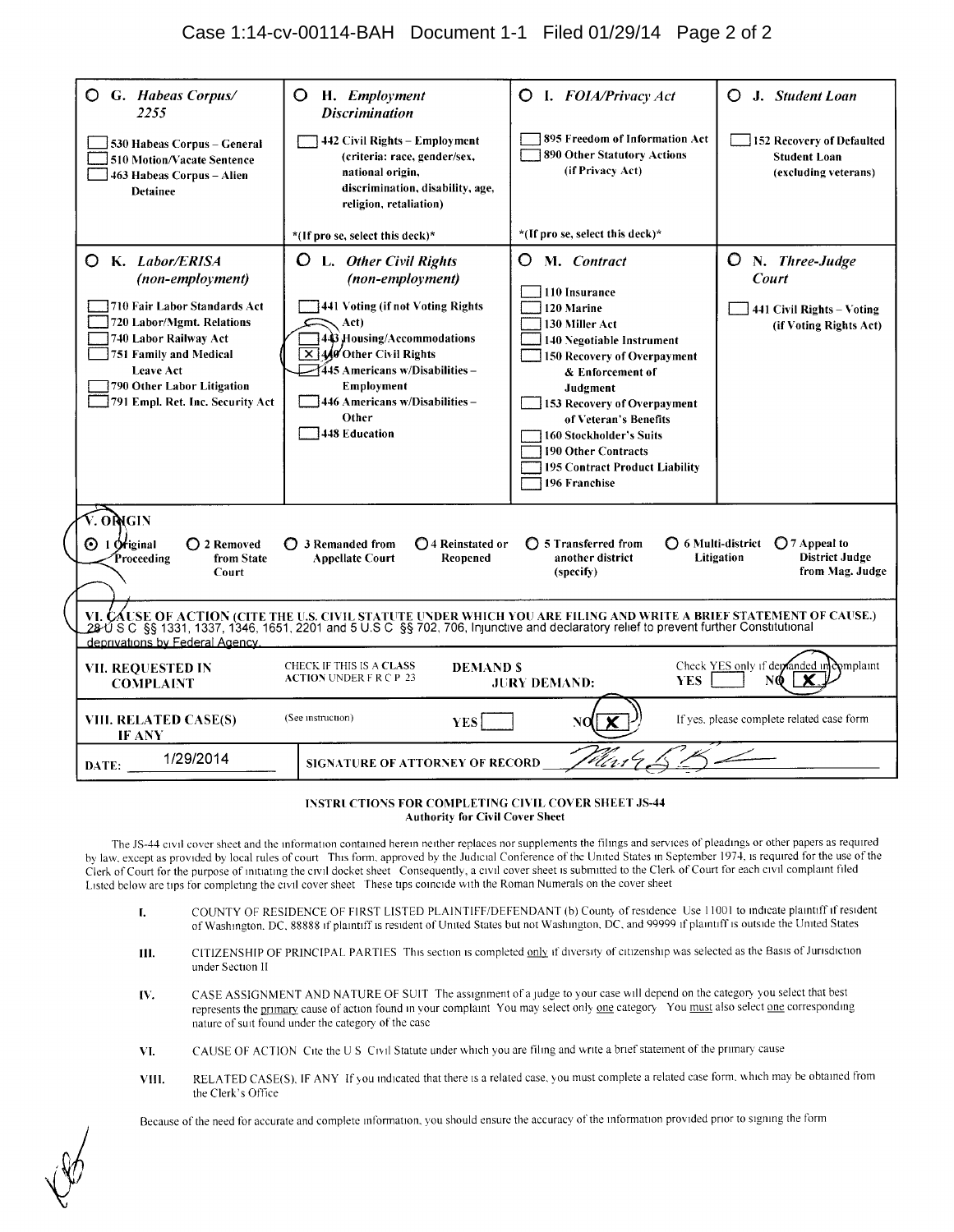| | | | |
|---|---|---|---|
| ○ G. *Habeas Corpus/ 2255*<br><br>☐ 530 Habeas Corpus – General<br>☐ 510 Motion/Vacate Sentence<br>☐ 463 Habeas Corpus – Alien Detainee | ○ H. *Employment Discrimination*<br><br>☐ 442 Civil Rights – Employment (criteria: race, gender/sex, national origin, discrimination, disability, age, religion, retaliation)<br><br>*(If pro se, select this deck)* | ○ I. *FOIA/Privacy Act*<br><br>☐ 895 Freedom of Information Act<br>☐ 890 Other Statutory Actions (if Privacy Act)<br><br>*(If pro se, select this deck)* | ○ J. *Student Loan*<br><br>☐ 152 Recovery of Defaulted Student Loan (excluding veterans) |
| ○ K. *Labor/ERISA (non-employment)*<br><br>☐ 710 Fair Labor Standards Act<br>☐ 720 Labor/Mgmt. Relations<br>☐ 740 Labor Railway Act<br>☐ 751 Family and Medical Leave Act<br>☐ 790 Other Labor Litigation<br>☐ 791 Empl. Ret. Inc. Security Act | ○ L. *Other Civil Rights (non-employment)*<br><br>☐ 441 Voting (if not Voting Rights Act)<br>☐ 443 Housing/Accommodations<br>☒ 440 Other Civil Rights<br>☐ 445 Americans w/Disabilities – Employment<br>☐ 446 Americans w/Disabilities – Other<br>☐ 448 Education | ○ M. *Contract*<br><br>☐ 110 Insurance<br>☐ 120 Marine<br>☐ 130 Miller Act<br>☐ 140 Negotiable Instrument<br>☐ 150 Recovery of Overpayment & Enforcement of Judgment<br>☐ 153 Recovery of Overpayment of Veteran's Benefits<br>☐ 160 Stockholder's Suits<br>☐ 190 Other Contracts<br>☐ 195 Contract Product Liability<br>☐ 196 Franchise | ○ N. *Three-Judge Court*<br><br>☐ 441 Civil Rights – Voting (if Voting Rights Act) |

**V. ORIGIN**

⊙ 1 Original Proceeding ○ 2 Removed from State Court ○ 3 Remanded from Appellate Court ○ 4 Reinstated or Reopened ○ 5 Transferred from another district (specify) ○ 6 Multi-district Litigation ○ 7 Appeal to District Judge from Mag. Judge

**VI. CAUSE OF ACTION** (CITE THE U.S. CIVIL STATUTE UNDER WHICH YOU ARE FILING AND WRITE A BRIEF STATEMENT OF CAUSE.)
28 U S C §§ 1331, 1337, 1346, 1651, 2201 and 5 U.S C §§ 702, 706, Injunctive and declaratory relief to prevent further Constitutional deprivations by Federal Agency.

| | | | |
|---|---|---|---|
| **VII. REQUESTED IN COMPLAINT** | CHECK IF THIS IS A CLASS ACTION UNDER F R C P 23 | DEMAND $<br>JURY DEMAND: | Check YES only if demanded in complaint<br>YES ☐ NO ☒ |
| **VIII. RELATED CASE(S) IF ANY** | (See instruction) | YES ☐ NO ☒ | If yes, please complete related case form |
| DATE: 1/29/2014 | SIGNATURE OF ATTORNEY OF RECORD | [signature] | |

**INSTRUCTIONS FOR COMPLETING CIVIL COVER SHEET JS-44**
**Authority for Civil Cover Sheet**

The JS-44 civil cover sheet and the information contained herein neither replaces nor supplements the filings and services of pleadings or other papers as required by law, except as provided by local rules of court. This form, approved by the Judicial Conference of the United States in September 1974, is required for the use of the Clerk of Court for the purpose of initiating the civil docket sheet. Consequently, a civil cover sheet is submitted to the Clerk of Court for each civil complaint filed. Listed below are tips for completing the civil cover sheet. These tips coincide with the Roman Numerals on the cover sheet.

I. COUNTY OF RESIDENCE OF FIRST LISTED PLAINTIFF/DEFENDANT (b) County of residence. Use 11001 to indicate plaintiff if resident of Washington, DC, 88888 if plaintiff is resident of United States but not Washington, DC, and 99999 if plaintiff is outside the United States.

III. CITIZENSHIP OF PRINCIPAL PARTIES. This section is completed only if diversity of citizenship was selected as the Basis of Jurisdiction under Section II.

IV. CASE ASSIGNMENT AND NATURE OF SUIT. The assignment of a judge to your case will depend on the category you select that best represents the primary cause of action found in your complaint. You may select only one category. You must also select one corresponding nature of suit found under the category of the case.

VI. CAUSE OF ACTION. Cite the U S Civil Statute under which you are filing and write a brief statement of the primary cause.

VIII. RELATED CASE(S), IF ANY. If you indicated that there is a related case, you must complete a related case form, which may be obtained from the Clerk's Office.

Because of the need for accurate and complete information, you should ensure the accuracy of the information provided prior to signing the form.